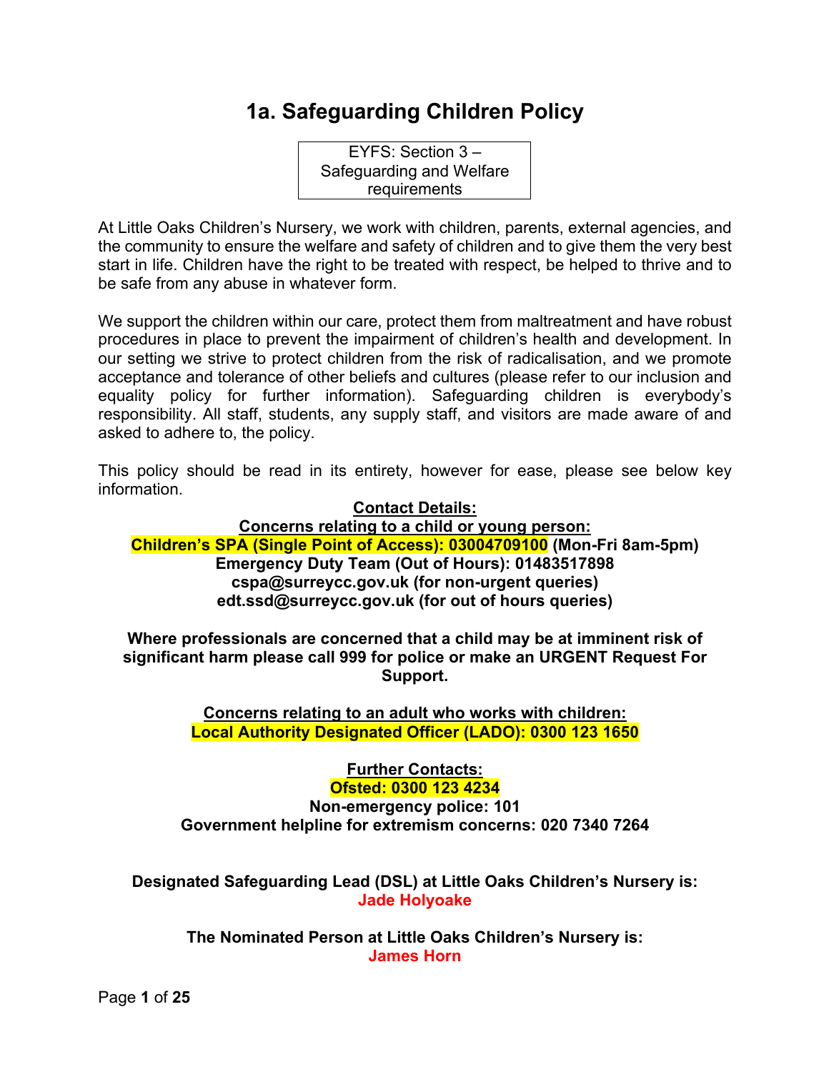# 1a. Safeguarding Children Policy

EYFS: Section 3 – Safeguarding and Welfare requirements

At Little Oaks Children's Nursery, we work with children, parents, external agencies, and the community to ensure the welfare and safety of children and to give them the very best start in life. Children have the right to be treated with respect, be helped to thrive and to be safe from any abuse in whatever form.

We support the children within our care, protect them from maltreatment and have robust procedures in place to prevent the impairment of children's health and development. In our setting we strive to protect children from the risk of radicalisation, and we promote acceptance and tolerance of other beliefs and cultures (please refer to our inclusion and equality policy for further information). Safeguarding children is everybody's responsibility. All staff, students, any supply staff, and visitors are made aware of and asked to adhere to, the policy.

This policy should be read in its entirety, however for ease, please see below key information.

**Contact Details:**

**Concerns relating to a child or young person:**

**Children's SPA (Single Point of Access): 03004709100 (Mon-Fri 8am-5pm)**
**Emergency Duty Team (Out of Hours): 01483517898**
**cspa@surreycc.gov.uk (for non-urgent queries)**
**edt.ssd@surreycc.gov.uk (for out of hours queries)**

**Where professionals are concerned that a child may be at imminent risk of significant harm please call 999 for police or make an URGENT Request For Support.**

**Concerns relating to an adult who works with children:**

**Local Authority Designated Officer (LADO): 0300 123 1650**

**Further Contacts:**

**Ofsted: 0300 123 4234**
**Non-emergency police: 101**
**Government helpline for extremism concerns: 020 7340 7264**

**Designated Safeguarding Lead (DSL) at Little Oaks Children's Nursery is:**
**Jade Holyoake**

**The Nominated Person at Little Oaks Children's Nursery is:**
**James Horn**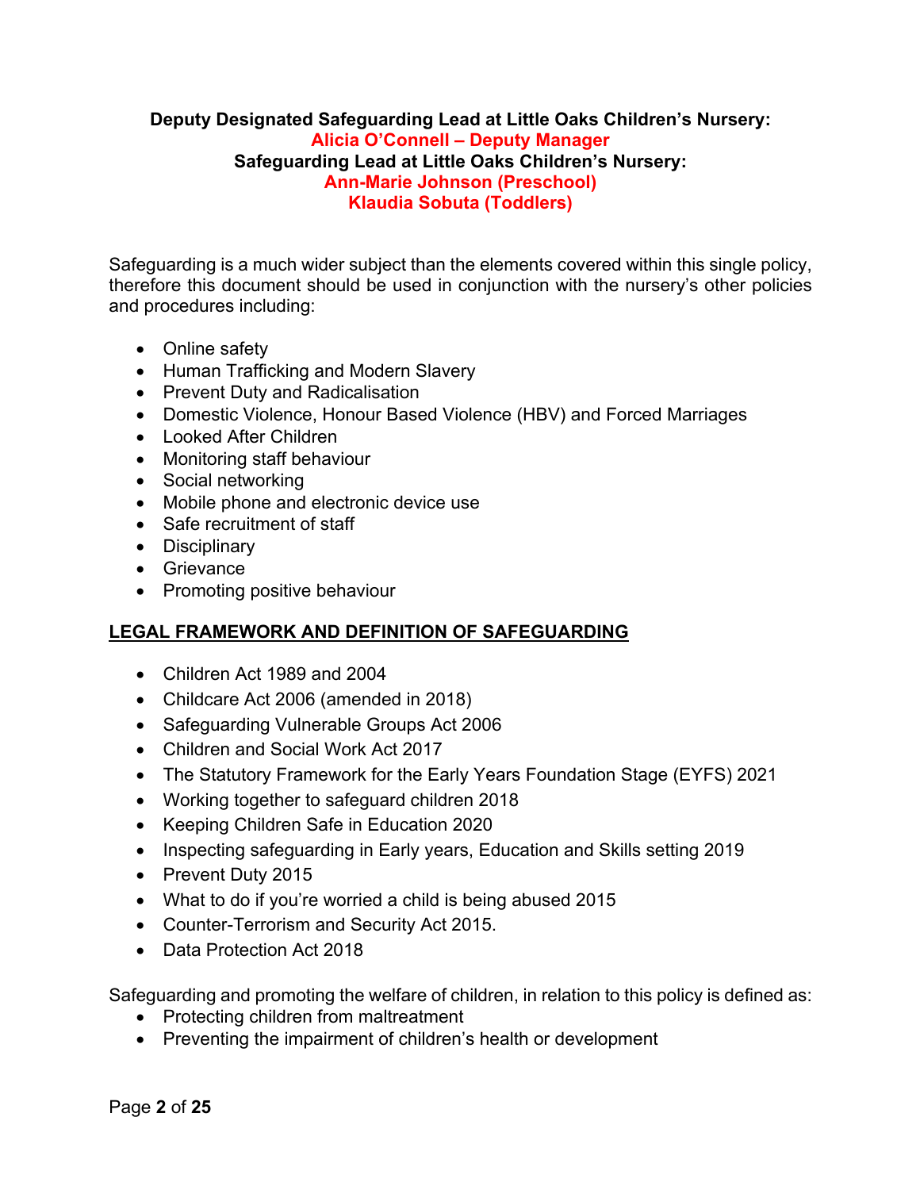**Deputy Designated Safeguarding Lead at Little Oaks Children's Nursery:**
**Alicia O'Connell – Deputy Manager**
**Safeguarding Lead at Little Oaks Children's Nursery:**
**Ann-Marie Johnson (Preschool)**
**Klaudia Sobuta (Toddlers)**

Safeguarding is a much wider subject than the elements covered within this single policy, therefore this document should be used in conjunction with the nursery's other policies and procedures including:

- Online safety
- Human Trafficking and Modern Slavery
- Prevent Duty and Radicalisation
- Domestic Violence, Honour Based Violence (HBV) and Forced Marriages
- Looked After Children
- Monitoring staff behaviour
- Social networking
- Mobile phone and electronic device use
- Safe recruitment of staff
- Disciplinary
- Grievance
- Promoting positive behaviour

## LEGAL FRAMEWORK AND DEFINITION OF SAFEGUARDING

- Children Act 1989 and 2004
- Childcare Act 2006 (amended in 2018)
- Safeguarding Vulnerable Groups Act 2006
- Children and Social Work Act 2017
- The Statutory Framework for the Early Years Foundation Stage (EYFS) 2021
- Working together to safeguard children 2018
- Keeping Children Safe in Education 2020
- Inspecting safeguarding in Early years, Education and Skills setting 2019
- Prevent Duty 2015
- What to do if you're worried a child is being abused 2015
- Counter-Terrorism and Security Act 2015.
- Data Protection Act 2018

Safeguarding and promoting the welfare of children, in relation to this policy is defined as:

- Protecting children from maltreatment
- Preventing the impairment of children's health or development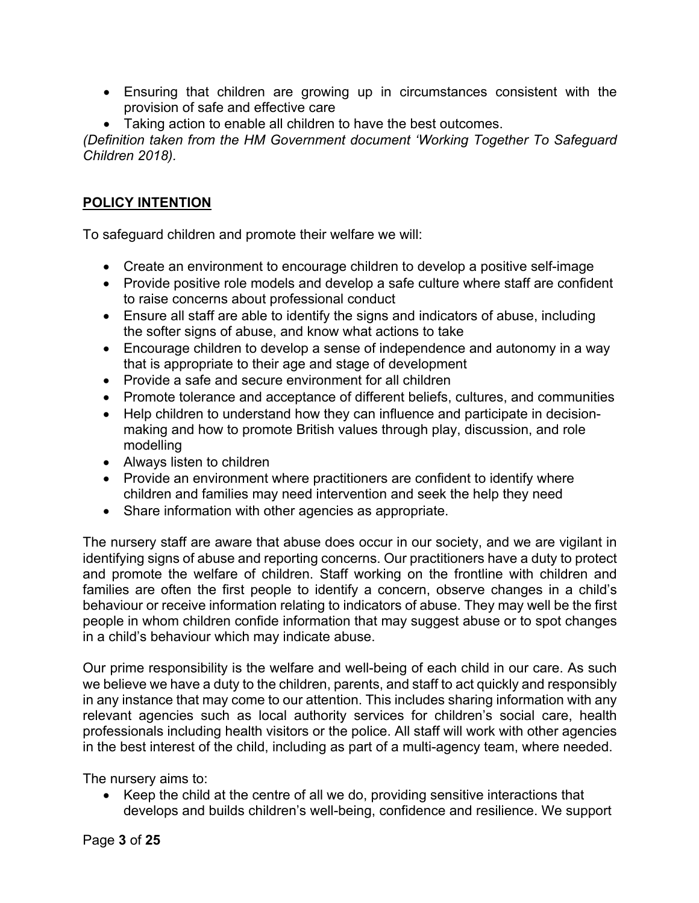- Ensuring that children are growing up in circumstances consistent with the provision of safe and effective care
- Taking action to enable all children to have the best outcomes.

*(Definition taken from the HM Government document 'Working Together To Safeguard Children 2018).*

## POLICY INTENTION

To safeguard children and promote their welfare we will:

- Create an environment to encourage children to develop a positive self-image
- Provide positive role models and develop a safe culture where staff are confident to raise concerns about professional conduct
- Ensure all staff are able to identify the signs and indicators of abuse, including the softer signs of abuse, and know what actions to take
- Encourage children to develop a sense of independence and autonomy in a way that is appropriate to their age and stage of development
- Provide a safe and secure environment for all children
- Promote tolerance and acceptance of different beliefs, cultures, and communities
- Help children to understand how they can influence and participate in decision-making and how to promote British values through play, discussion, and role modelling
- Always listen to children
- Provide an environment where practitioners are confident to identify where children and families may need intervention and seek the help they need
- Share information with other agencies as appropriate.

The nursery staff are aware that abuse does occur in our society, and we are vigilant in identifying signs of abuse and reporting concerns. Our practitioners have a duty to protect and promote the welfare of children. Staff working on the frontline with children and families are often the first people to identify a concern, observe changes in a child's behaviour or receive information relating to indicators of abuse. They may well be the first people in whom children confide information that may suggest abuse or to spot changes in a child's behaviour which may indicate abuse.

Our prime responsibility is the welfare and well-being of each child in our care. As such we believe we have a duty to the children, parents, and staff to act quickly and responsibly in any instance that may come to our attention. This includes sharing information with any relevant agencies such as local authority services for children's social care, health professionals including health visitors or the police. All staff will work with other agencies in the best interest of the child, including as part of a multi-agency team, where needed.

The nursery aims to:

- Keep the child at the centre of all we do, providing sensitive interactions that develops and builds children's well-being, confidence and resilience. We support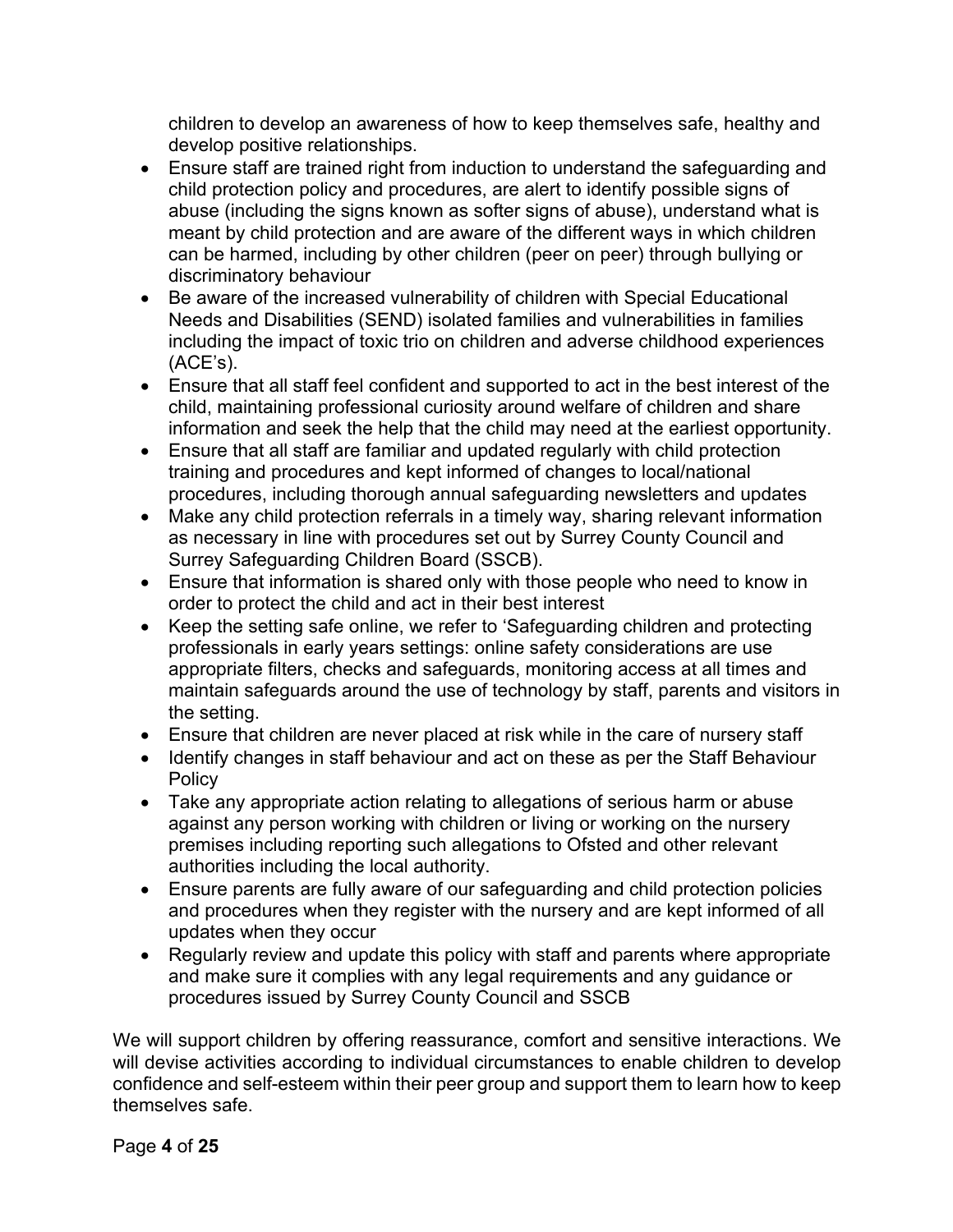children to develop an awareness of how to keep themselves safe, healthy and develop positive relationships.

- Ensure staff are trained right from induction to understand the safeguarding and child protection policy and procedures, are alert to identify possible signs of abuse (including the signs known as softer signs of abuse), understand what is meant by child protection and are aware of the different ways in which children can be harmed, including by other children (peer on peer) through bullying or discriminatory behaviour
- Be aware of the increased vulnerability of children with Special Educational Needs and Disabilities (SEND) isolated families and vulnerabilities in families including the impact of toxic trio on children and adverse childhood experiences (ACE's).
- Ensure that all staff feel confident and supported to act in the best interest of the child, maintaining professional curiosity around welfare of children and share information and seek the help that the child may need at the earliest opportunity.
- Ensure that all staff are familiar and updated regularly with child protection training and procedures and kept informed of changes to local/national procedures, including thorough annual safeguarding newsletters and updates
- Make any child protection referrals in a timely way, sharing relevant information as necessary in line with procedures set out by Surrey County Council and Surrey Safeguarding Children Board (SSCB).
- Ensure that information is shared only with those people who need to know in order to protect the child and act in their best interest
- Keep the setting safe online, we refer to 'Safeguarding children and protecting professionals in early years settings: online safety considerations are use appropriate filters, checks and safeguards, monitoring access at all times and maintain safeguards around the use of technology by staff, parents and visitors in the setting.
- Ensure that children are never placed at risk while in the care of nursery staff
- Identify changes in staff behaviour and act on these as per the Staff Behaviour Policy
- Take any appropriate action relating to allegations of serious harm or abuse against any person working with children or living or working on the nursery premises including reporting such allegations to Ofsted and other relevant authorities including the local authority.
- Ensure parents are fully aware of our safeguarding and child protection policies and procedures when they register with the nursery and are kept informed of all updates when they occur
- Regularly review and update this policy with staff and parents where appropriate and make sure it complies with any legal requirements and any guidance or procedures issued by Surrey County Council and SSCB

We will support children by offering reassurance, comfort and sensitive interactions. We will devise activities according to individual circumstances to enable children to develop confidence and self-esteem within their peer group and support them to learn how to keep themselves safe.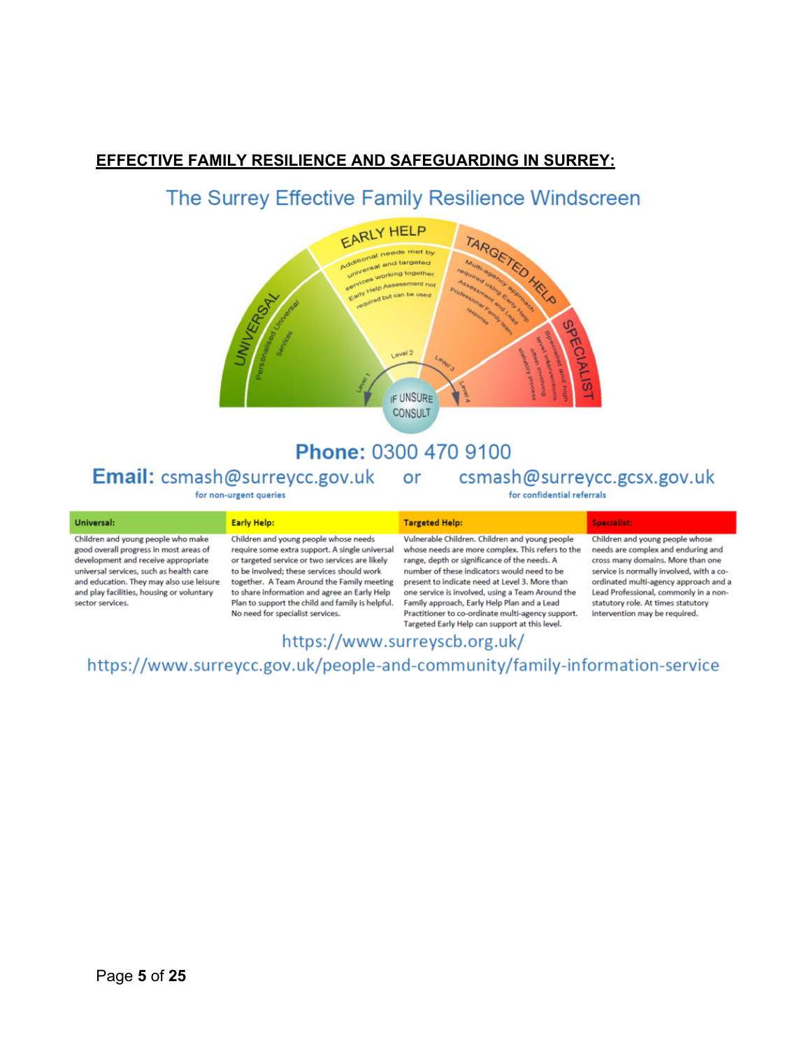**EFFECTIVE FAMILY RESILIENCE AND SAFEGUARDING IN SURREY:**

## The Surrey Effective Family Resilience Windscreen

UNIVERSAL — Personalised Universal Services

EARLY HELP — Additional needs met by universal and targeted services working together. Early Help Assessment not required but can be used

TARGETED HELP — Multi-agency approach required using Early Help Assessment and Lead Professional Family team response

SPECIALIST — Specialist and high level interventions often involving statutory process

Level 1 — Level 2 — Level 3 — Level 4

IF UNSURE CONSULT

**Phone:** 0300 470 9100

**Email:** csmash@surreycc.gov.uk (for non-urgent queries) or csmash@surreycc.gcsx.gov.uk (for confidential referrals)

| Universal: | Early Help: | Targeted Help: | Specialist: |
|---|---|---|---|
| Children and young people who make good overall progress in most areas of development and receive appropriate universal services, such as health care and education. They may also use leisure and play facilities, housing or voluntary sector services. | Children and young people whose needs require some extra support. A single universal or targeted service or two services are likely to be involved; these services should work together. A Team Around the Family meeting to share information and agree an Early Help Plan to support the child and family is helpful. No need for specialist services. | Vulnerable Children. Children and young people whose needs are more complex. This refers to the range, depth or significance of the needs. A number of these indicators would need to be present to indicate need at Level 3. More than one service is involved, using a Team Around the Family approach, Early Help Plan and a Lead Practitioner to co-ordinate multi-agency support. Targeted Early Help can support at this level. | Children and young people whose needs are complex and enduring and cross many domains. More than one service is normally involved, with a co-ordinated multi-agency approach and a Lead Professional, commonly in a non-statutory role. At times statutory intervention may be required. |

https://www.surreyscb.org.uk/

https://www.surreycc.gov.uk/people-and-community/family-information-service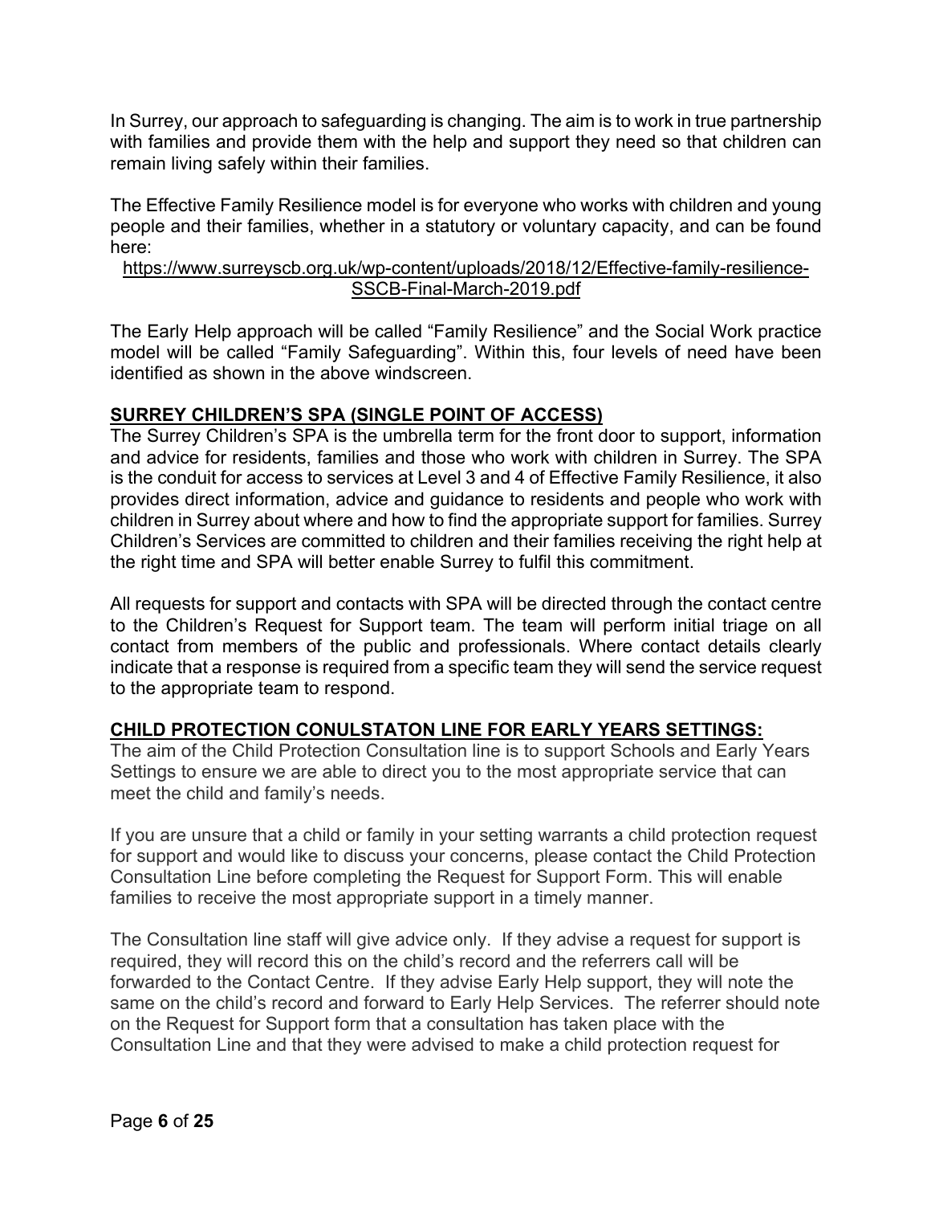In Surrey, our approach to safeguarding is changing. The aim is to work in true partnership with families and provide them with the help and support they need so that children can remain living safely within their families.

The Effective Family Resilience model is for everyone who works with children and young people and their families, whether in a statutory or voluntary capacity, and can be found here:

https://www.surreyscb.org.uk/wp-content/uploads/2018/12/Effective-family-resilience-SSCB-Final-March-2019.pdf

The Early Help approach will be called "Family Resilience" and the Social Work practice model will be called "Family Safeguarding". Within this, four levels of need have been identified as shown in the above windscreen.

## SURREY CHILDREN'S SPA (SINGLE POINT OF ACCESS)

The Surrey Children's SPA is the umbrella term for the front door to support, information and advice for residents, families and those who work with children in Surrey. The SPA is the conduit for access to services at Level 3 and 4 of Effective Family Resilience, it also provides direct information, advice and guidance to residents and people who work with children in Surrey about where and how to find the appropriate support for families. Surrey Children's Services are committed to children and their families receiving the right help at the right time and SPA will better enable Surrey to fulfil this commitment.

All requests for support and contacts with SPA will be directed through the contact centre to the Children's Request for Support team. The team will perform initial triage on all contact from members of the public and professionals. Where contact details clearly indicate that a response is required from a specific team they will send the service request to the appropriate team to respond.

## CHILD PROTECTION CONULSTATON LINE FOR EARLY YEARS SETTINGS:

The aim of the Child Protection Consultation line is to support Schools and Early Years Settings to ensure we are able to direct you to the most appropriate service that can meet the child and family's needs.

If you are unsure that a child or family in your setting warrants a child protection request for support and would like to discuss your concerns, please contact the Child Protection Consultation Line before completing the Request for Support Form. This will enable families to receive the most appropriate support in a timely manner.

The Consultation line staff will give advice only. If they advise a request for support is required, they will record this on the child's record and the referrers call will be forwarded to the Contact Centre. If they advise Early Help support, they will note the same on the child's record and forward to Early Help Services. The referrer should note on the Request for Support form that a consultation has taken place with the Consultation Line and that they were advised to make a child protection request for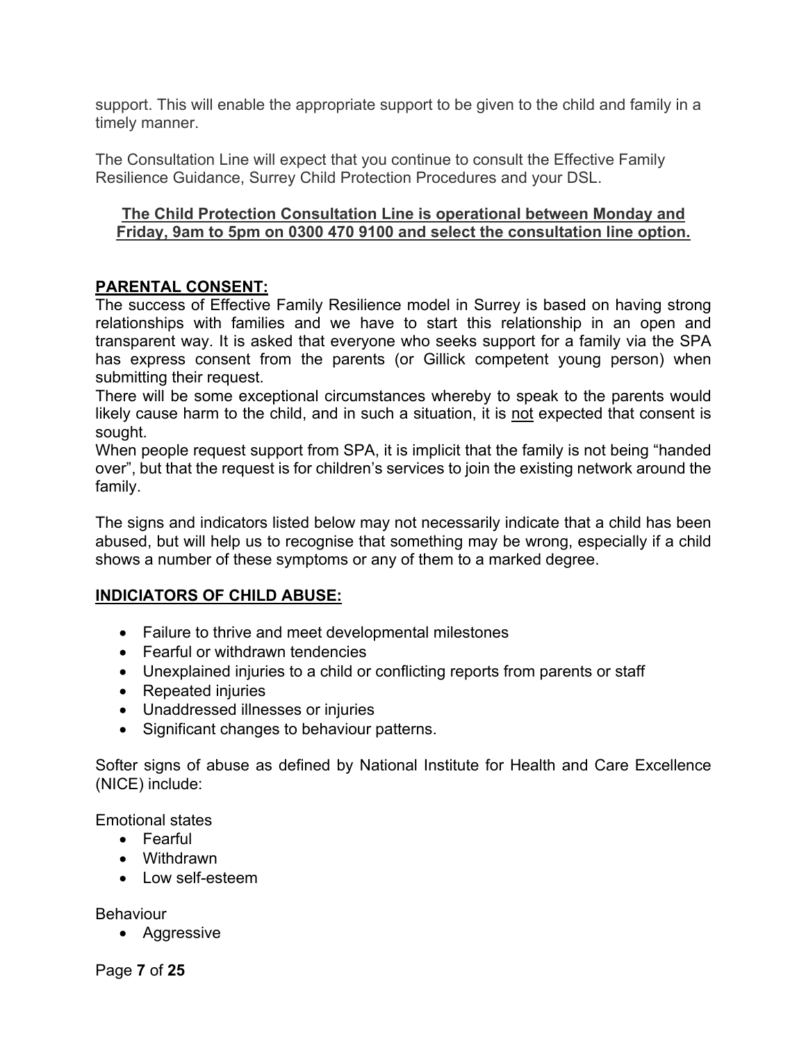support. This will enable the appropriate support to be given to the child and family in a timely manner.

The Consultation Line will expect that you continue to consult the Effective Family Resilience Guidance, Surrey Child Protection Procedures and your DSL.

**The Child Protection Consultation Line is operational between Monday and Friday, 9am to 5pm on 0300 470 9100 and select the consultation line option.**

**PARENTAL CONSENT:**

The success of Effective Family Resilience model in Surrey is based on having strong relationships with families and we have to start this relationship in an open and transparent way. It is asked that everyone who seeks support for a family via the SPA has express consent from the parents (or Gillick competent young person) when submitting their request.

There will be some exceptional circumstances whereby to speak to the parents would likely cause harm to the child, and in such a situation, it is not expected that consent is sought.

When people request support from SPA, it is implicit that the family is not being "handed over", but that the request is for children's services to join the existing network around the family.

The signs and indicators listed below may not necessarily indicate that a child has been abused, but will help us to recognise that something may be wrong, especially if a child shows a number of these symptoms or any of them to a marked degree.

**INDICIATORS OF CHILD ABUSE:**

- Failure to thrive and meet developmental milestones
- Fearful or withdrawn tendencies
- Unexplained injuries to a child or conflicting reports from parents or staff
- Repeated injuries
- Unaddressed illnesses or injuries
- Significant changes to behaviour patterns.

Softer signs of abuse as defined by National Institute for Health and Care Excellence (NICE) include:

Emotional states

- Fearful
- Withdrawn
- Low self-esteem

Behaviour

- Aggressive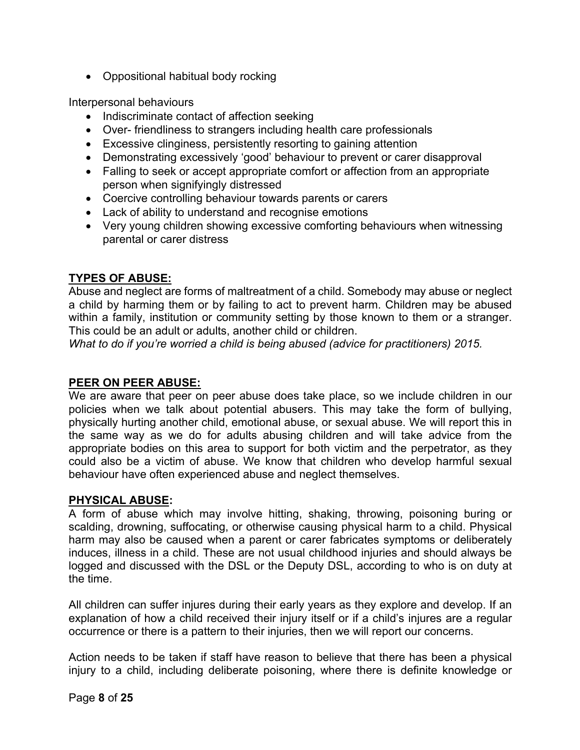- Oppositional habitual body rocking

Interpersonal behaviours

- Indiscriminate contact of affection seeking
- Over- friendliness to strangers including health care professionals
- Excessive clinginess, persistently resorting to gaining attention
- Demonstrating excessively 'good' behaviour to prevent or carer disapproval
- Falling to seek or accept appropriate comfort or affection from an appropriate person when signifyingly distressed
- Coercive controlling behaviour towards parents or carers
- Lack of ability to understand and recognise emotions
- Very young children showing excessive comforting behaviours when witnessing parental or carer distress

## TYPES OF ABUSE:

Abuse and neglect are forms of maltreatment of a child. Somebody may abuse or neglect a child by harming them or by failing to act to prevent harm. Children may be abused within a family, institution or community setting by those known to them or a stranger. This could be an adult or adults, another child or children.

*What to do if you're worried a child is being abused (advice for practitioners) 2015.*

## PEER ON PEER ABUSE:

We are aware that peer on peer abuse does take place, so we include children in our policies when we talk about potential abusers. This may take the form of bullying, physically hurting another child, emotional abuse, or sexual abuse. We will report this in the same way as we do for adults abusing children and will take advice from the appropriate bodies on this area to support for both victim and the perpetrator, as they could also be a victim of abuse. We know that children who develop harmful sexual behaviour have often experienced abuse and neglect themselves.

## PHYSICAL ABUSE:

A form of abuse which may involve hitting, shaking, throwing, poisoning buring or scalding, drowning, suffocating, or otherwise causing physical harm to a child. Physical harm may also be caused when a parent or carer fabricates symptoms or deliberately induces, illness in a child. These are not usual childhood injuries and should always be logged and discussed with the DSL or the Deputy DSL, according to who is on duty at the time.

All children can suffer injures during their early years as they explore and develop. If an explanation of how a child received their injury itself or if a child's injures are a regular occurrence or there is a pattern to their injuries, then we will report our concerns.

Action needs to be taken if staff have reason to believe that there has been a physical injury to a child, including deliberate poisoning, where there is definite knowledge or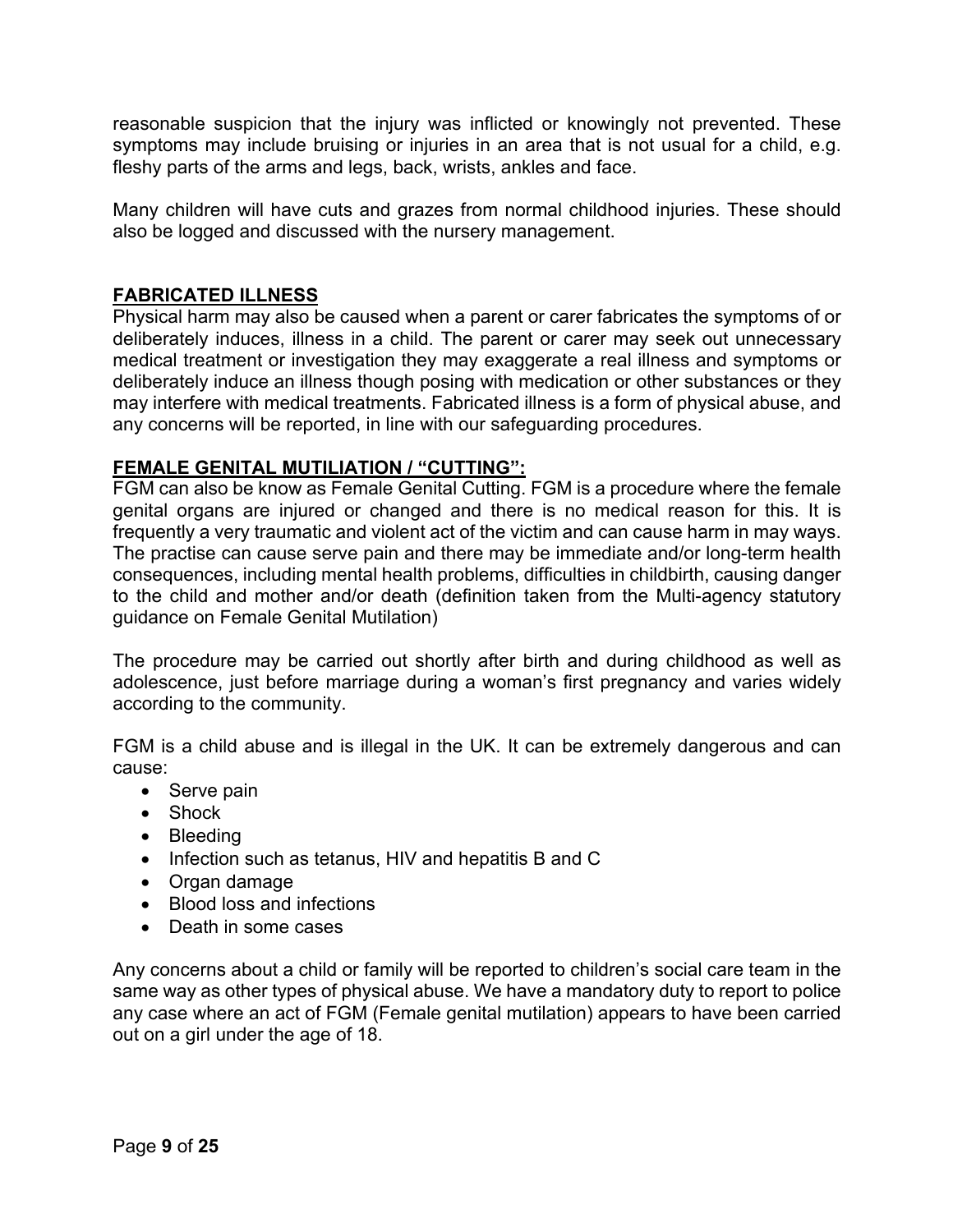reasonable suspicion that the injury was inflicted or knowingly not prevented. These symptoms may include bruising or injuries in an area that is not usual for a child, e.g. fleshy parts of the arms and legs, back, wrists, ankles and face.

Many children will have cuts and grazes from normal childhood injuries. These should also be logged and discussed with the nursery management.

## FABRICATED ILLNESS

Physical harm may also be caused when a parent or carer fabricates the symptoms of or deliberately induces, illness in a child. The parent or carer may seek out unnecessary medical treatment or investigation they may exaggerate a real illness and symptoms or deliberately induce an illness though posing with medication or other substances or they may interfere with medical treatments. Fabricated illness is a form of physical abuse, and any concerns will be reported, in line with our safeguarding procedures.

## FEMALE GENITAL MUTILIATION / "CUTTING":

FGM can also be know as Female Genital Cutting. FGM is a procedure where the female genital organs are injured or changed and there is no medical reason for this. It is frequently a very traumatic and violent act of the victim and can cause harm in may ways. The practise can cause serve pain and there may be immediate and/or long-term health consequences, including mental health problems, difficulties in childbirth, causing danger to the child and mother and/or death (definition taken from the Multi-agency statutory guidance on Female Genital Mutilation)

The procedure may be carried out shortly after birth and during childhood as well as adolescence, just before marriage during a woman's first pregnancy and varies widely according to the community.

FGM is a child abuse and is illegal in the UK. It can be extremely dangerous and can cause:

- Serve pain
- Shock
- Bleeding
- Infection such as tetanus, HIV and hepatitis B and C
- Organ damage
- Blood loss and infections
- Death in some cases

Any concerns about a child or family will be reported to children's social care team in the same way as other types of physical abuse. We have a mandatory duty to report to police any case where an act of FGM (Female genital mutilation) appears to have been carried out on a girl under the age of 18.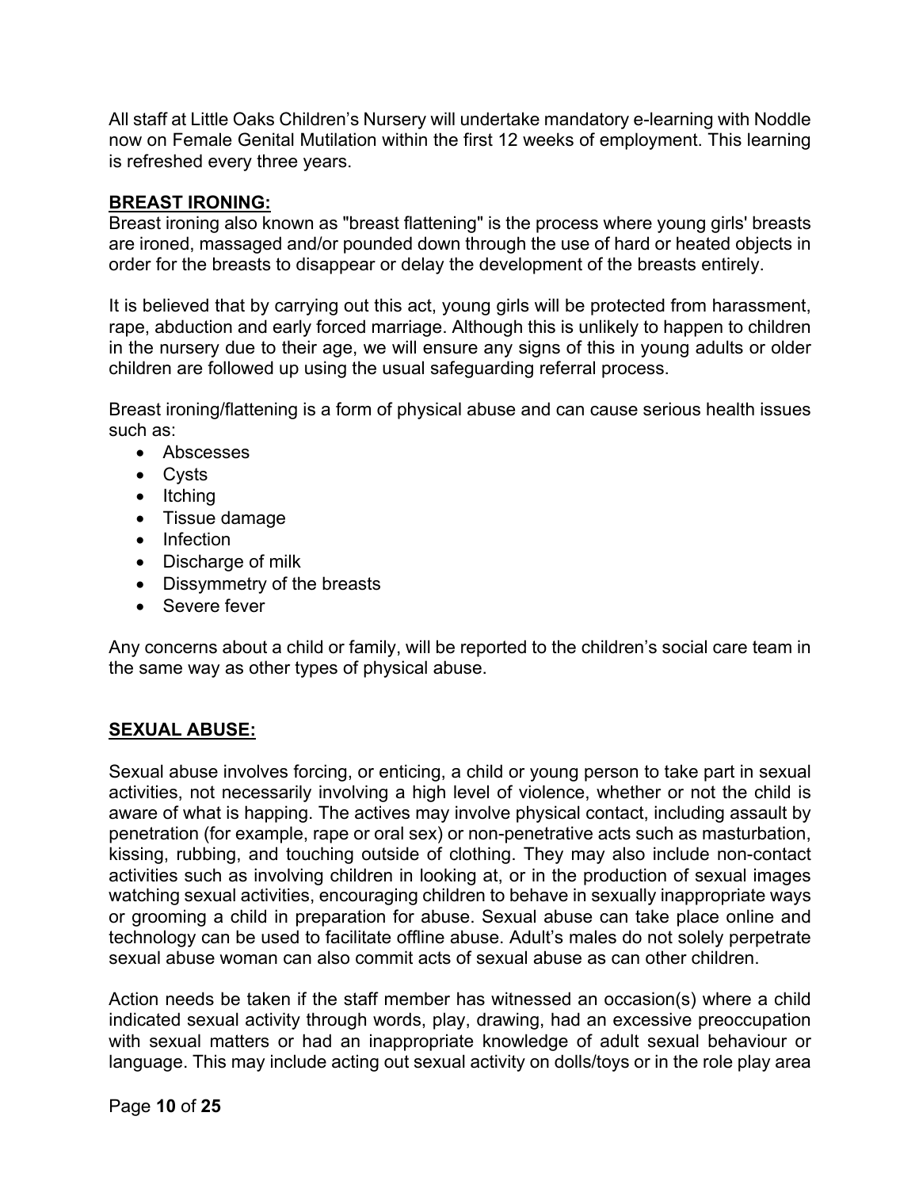All staff at Little Oaks Children's Nursery will undertake mandatory e-learning with Noddle now on Female Genital Mutilation within the first 12 weeks of employment. This learning is refreshed every three years.

## BREAST IRONING:

Breast ironing also known as "breast flattening" is the process where young girls' breasts are ironed, massaged and/or pounded down through the use of hard or heated objects in order for the breasts to disappear or delay the development of the breasts entirely.

It is believed that by carrying out this act, young girls will be protected from harassment, rape, abduction and early forced marriage. Although this is unlikely to happen to children in the nursery due to their age, we will ensure any signs of this in young adults or older children are followed up using the usual safeguarding referral process.

Breast ironing/flattening is a form of physical abuse and can cause serious health issues such as:

- Abscesses
- Cysts
- Itching
- Tissue damage
- Infection
- Discharge of milk
- Dissymmetry of the breasts
- Severe fever

Any concerns about a child or family, will be reported to the children's social care team in the same way as other types of physical abuse.

## SEXUAL ABUSE:

Sexual abuse involves forcing, or enticing, a child or young person to take part in sexual activities, not necessarily involving a high level of violence, whether or not the child is aware of what is happing. The actives may involve physical contact, including assault by penetration (for example, rape or oral sex) or non-penetrative acts such as masturbation, kissing, rubbing, and touching outside of clothing. They may also include non-contact activities such as involving children in looking at, or in the production of sexual images watching sexual activities, encouraging children to behave in sexually inappropriate ways or grooming a child in preparation for abuse. Sexual abuse can take place online and technology can be used to facilitate offline abuse. Adult's males do not solely perpetrate sexual abuse woman can also commit acts of sexual abuse as can other children.

Action needs be taken if the staff member has witnessed an occasion(s) where a child indicated sexual activity through words, play, drawing, had an excessive preoccupation with sexual matters or had an inappropriate knowledge of adult sexual behaviour or language. This may include acting out sexual activity on dolls/toys or in the role play area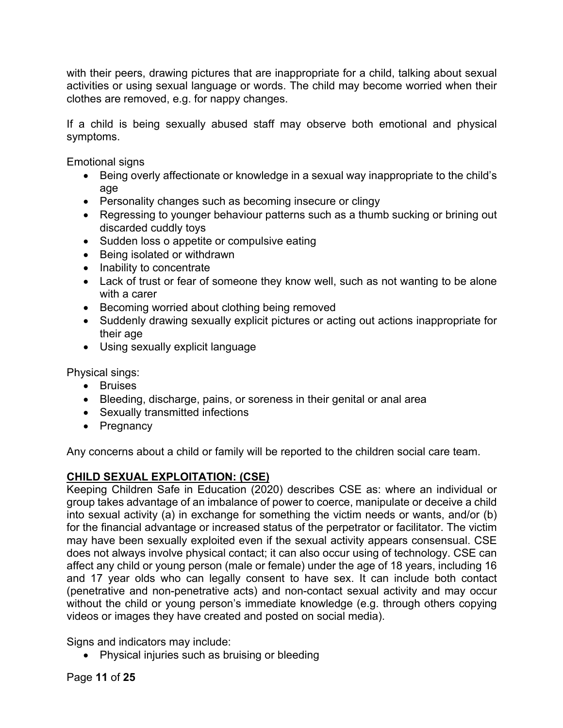with their peers, drawing pictures that are inappropriate for a child, talking about sexual activities or using sexual language or words. The child may become worried when their clothes are removed, e.g. for nappy changes.

If a child is being sexually abused staff may observe both emotional and physical symptoms.

Emotional signs

- Being overly affectionate or knowledge in a sexual way inappropriate to the child's age
- Personality changes such as becoming insecure or clingy
- Regressing to younger behaviour patterns such as a thumb sucking or brining out discarded cuddly toys
- Sudden loss o appetite or compulsive eating
- Being isolated or withdrawn
- Inability to concentrate
- Lack of trust or fear of someone they know well, such as not wanting to be alone with a carer
- Becoming worried about clothing being removed
- Suddenly drawing sexually explicit pictures or acting out actions inappropriate for their age
- Using sexually explicit language

Physical sings:

- Bruises
- Bleeding, discharge, pains, or soreness in their genital or anal area
- Sexually transmitted infections
- Pregnancy

Any concerns about a child or family will be reported to the children social care team.

**CHILD SEXUAL EXPLOITATION: (CSE)**

Keeping Children Safe in Education (2020) describes CSE as: where an individual or group takes advantage of an imbalance of power to coerce, manipulate or deceive a child into sexual activity (a) in exchange for something the victim needs or wants, and/or (b) for the financial advantage or increased status of the perpetrator or facilitator. The victim may have been sexually exploited even if the sexual activity appears consensual. CSE does not always involve physical contact; it can also occur using of technology. CSE can affect any child or young person (male or female) under the age of 18 years, including 16 and 17 year olds who can legally consent to have sex. It can include both contact (penetrative and non-penetrative acts) and non-contact sexual activity and may occur without the child or young person's immediate knowledge (e.g. through others copying videos or images they have created and posted on social media).

Signs and indicators may include:

- Physical injuries such as bruising or bleeding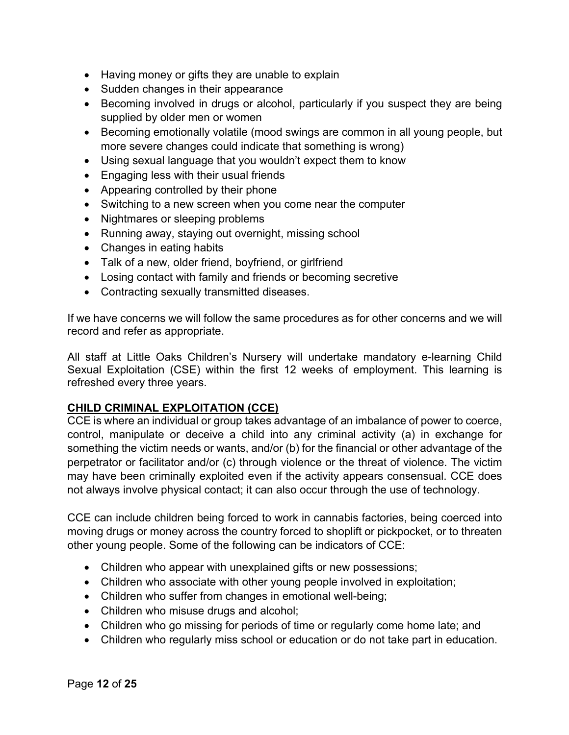- Having money or gifts they are unable to explain
- Sudden changes in their appearance
- Becoming involved in drugs or alcohol, particularly if you suspect they are being supplied by older men or women
- Becoming emotionally volatile (mood swings are common in all young people, but more severe changes could indicate that something is wrong)
- Using sexual language that you wouldn't expect them to know
- Engaging less with their usual friends
- Appearing controlled by their phone
- Switching to a new screen when you come near the computer
- Nightmares or sleeping problems
- Running away, staying out overnight, missing school
- Changes in eating habits
- Talk of a new, older friend, boyfriend, or girlfriend
- Losing contact with family and friends or becoming secretive
- Contracting sexually transmitted diseases.

If we have concerns we will follow the same procedures as for other concerns and we will record and refer as appropriate.

All staff at Little Oaks Children's Nursery will undertake mandatory e-learning Child Sexual Exploitation (CSE) within the first 12 weeks of employment. This learning is refreshed every three years.

## CHILD CRIMINAL EXPLOITATION (CCE)

CCE is where an individual or group takes advantage of an imbalance of power to coerce, control, manipulate or deceive a child into any criminal activity (a) in exchange for something the victim needs or wants, and/or (b) for the financial or other advantage of the perpetrator or facilitator and/or (c) through violence or the threat of violence. The victim may have been criminally exploited even if the activity appears consensual. CCE does not always involve physical contact; it can also occur through the use of technology.

CCE can include children being forced to work in cannabis factories, being coerced into moving drugs or money across the country forced to shoplift or pickpocket, or to threaten other young people. Some of the following can be indicators of CCE:

- Children who appear with unexplained gifts or new possessions;
- Children who associate with other young people involved in exploitation;
- Children who suffer from changes in emotional well-being;
- Children who misuse drugs and alcohol;
- Children who go missing for periods of time or regularly come home late; and
- Children who regularly miss school or education or do not take part in education.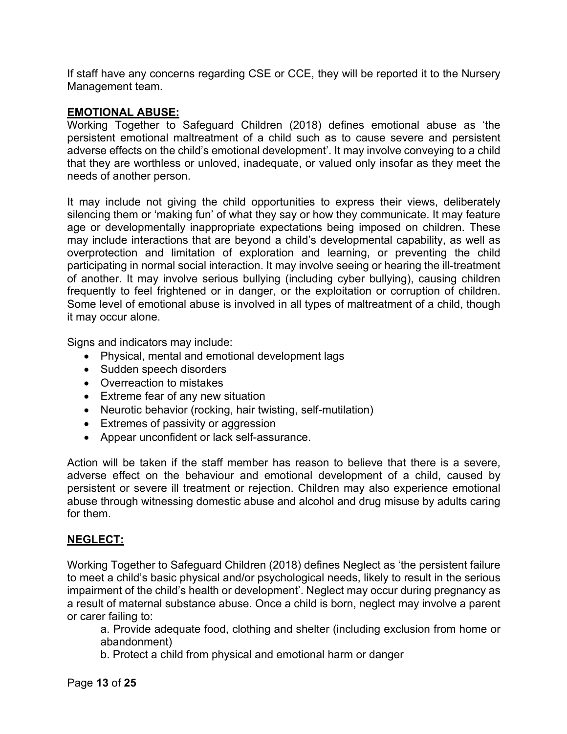If staff have any concerns regarding CSE or CCE, they will be reported it to the Nursery Management team.

## EMOTIONAL ABUSE:

Working Together to Safeguard Children (2018) defines emotional abuse as 'the persistent emotional maltreatment of a child such as to cause severe and persistent adverse effects on the child's emotional development'. It may involve conveying to a child that they are worthless or unloved, inadequate, or valued only insofar as they meet the needs of another person.

It may include not giving the child opportunities to express their views, deliberately silencing them or 'making fun' of what they say or how they communicate. It may feature age or developmentally inappropriate expectations being imposed on children. These may include interactions that are beyond a child's developmental capability, as well as overprotection and limitation of exploration and learning, or preventing the child participating in normal social interaction. It may involve seeing or hearing the ill-treatment of another. It may involve serious bullying (including cyber bullying), causing children frequently to feel frightened or in danger, or the exploitation or corruption of children. Some level of emotional abuse is involved in all types of maltreatment of a child, though it may occur alone.

Signs and indicators may include:

- Physical, mental and emotional development lags
- Sudden speech disorders
- Overreaction to mistakes
- Extreme fear of any new situation
- Neurotic behavior (rocking, hair twisting, self-mutilation)
- Extremes of passivity or aggression
- Appear unconfident or lack self-assurance.

Action will be taken if the staff member has reason to believe that there is a severe, adverse effect on the behaviour and emotional development of a child, caused by persistent or severe ill treatment or rejection. Children may also experience emotional abuse through witnessing domestic abuse and alcohol and drug misuse by adults caring for them.

## NEGLECT:

Working Together to Safeguard Children (2018) defines Neglect as 'the persistent failure to meet a child's basic physical and/or psychological needs, likely to result in the serious impairment of the child's health or development'. Neglect may occur during pregnancy as a result of maternal substance abuse. Once a child is born, neglect may involve a parent or carer failing to:

a. Provide adequate food, clothing and shelter (including exclusion from home or abandonment)

b. Protect a child from physical and emotional harm or danger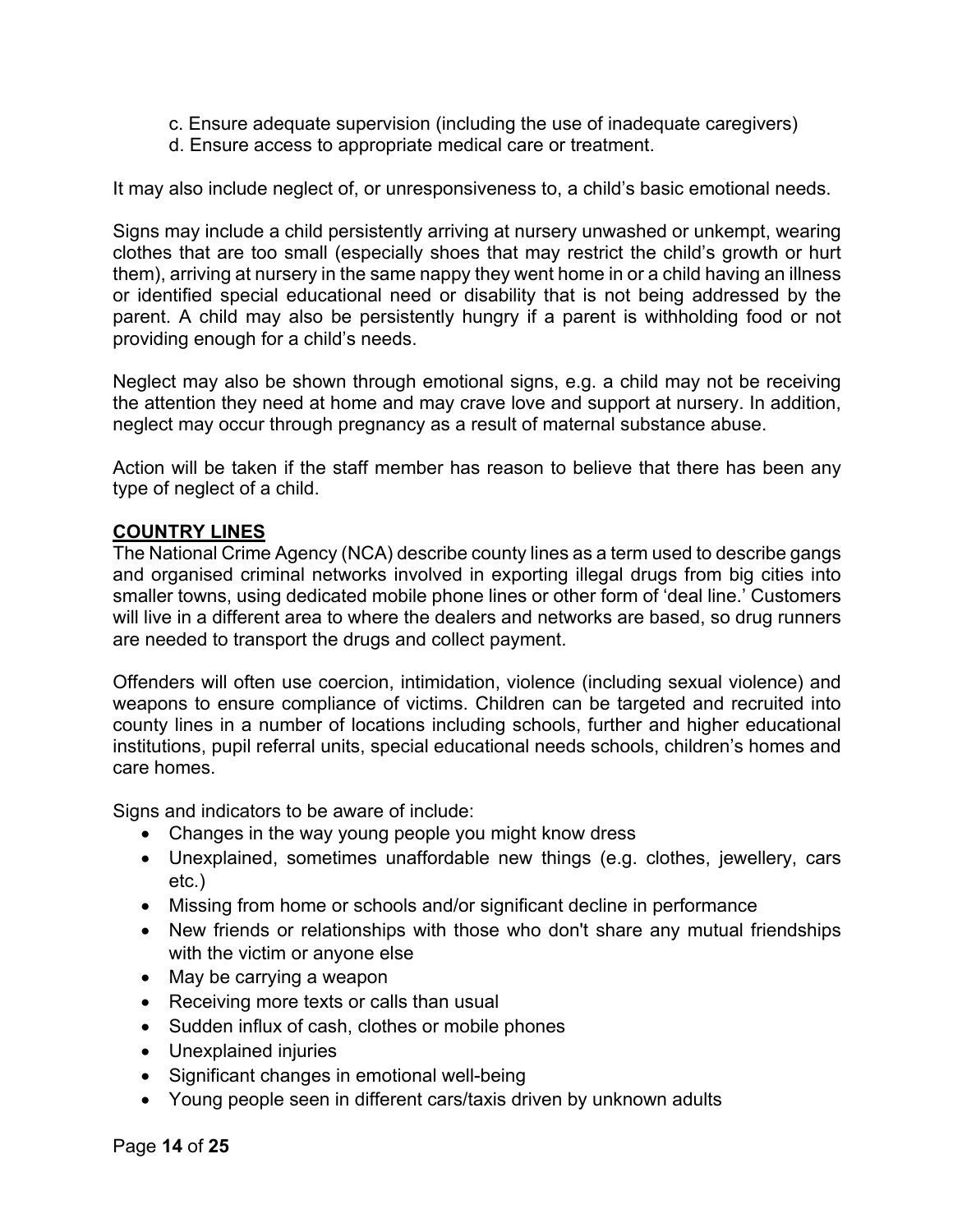c. Ensure adequate supervision (including the use of inadequate caregivers)
d. Ensure access to appropriate medical care or treatment.

It may also include neglect of, or unresponsiveness to, a child's basic emotional needs.

Signs may include a child persistently arriving at nursery unwashed or unkempt, wearing clothes that are too small (especially shoes that may restrict the child's growth or hurt them), arriving at nursery in the same nappy they went home in or a child having an illness or identified special educational need or disability that is not being addressed by the parent. A child may also be persistently hungry if a parent is withholding food or not providing enough for a child's needs.

Neglect may also be shown through emotional signs, e.g. a child may not be receiving the attention they need at home and may crave love and support at nursery. In addition, neglect may occur through pregnancy as a result of maternal substance abuse.

Action will be taken if the staff member has reason to believe that there has been any type of neglect of a child.

**COUNTRY LINES**

The National Crime Agency (NCA) describe county lines as a term used to describe gangs and organised criminal networks involved in exporting illegal drugs from big cities into smaller towns, using dedicated mobile phone lines or other form of 'deal line.' Customers will live in a different area to where the dealers and networks are based, so drug runners are needed to transport the drugs and collect payment.

Offenders will often use coercion, intimidation, violence (including sexual violence) and weapons to ensure compliance of victims. Children can be targeted and recruited into county lines in a number of locations including schools, further and higher educational institutions, pupil referral units, special educational needs schools, children's homes and care homes.

Signs and indicators to be aware of include:

- Changes in the way young people you might know dress
- Unexplained, sometimes unaffordable new things (e.g. clothes, jewellery, cars etc.)
- Missing from home or schools and/or significant decline in performance
- New friends or relationships with those who don't share any mutual friendships with the victim or anyone else
- May be carrying a weapon
- Receiving more texts or calls than usual
- Sudden influx of cash, clothes or mobile phones
- Unexplained injuries
- Significant changes in emotional well-being
- Young people seen in different cars/taxis driven by unknown adults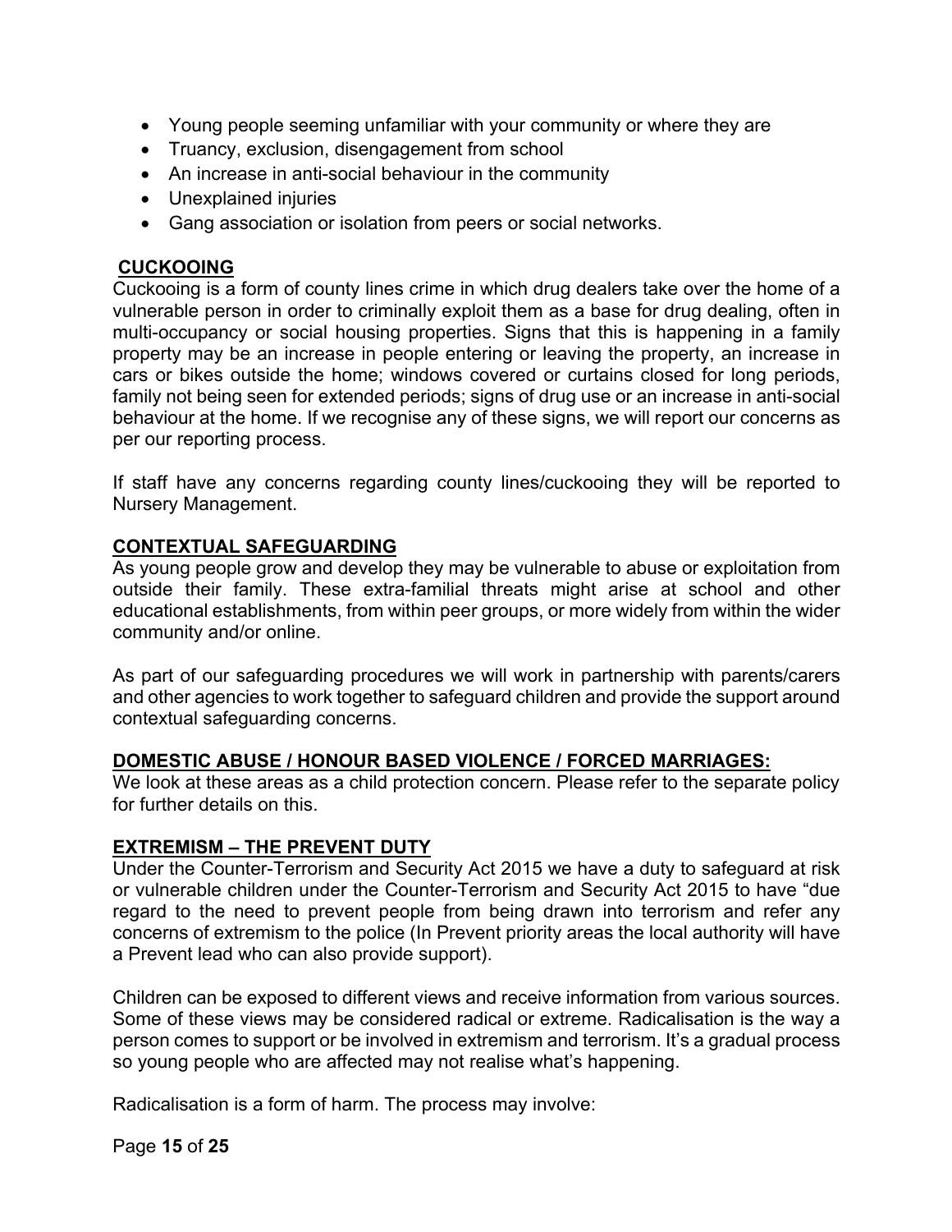- Young people seeming unfamiliar with your community or where they are
- Truancy, exclusion, disengagement from school
- An increase in anti-social behaviour in the community
- Unexplained injuries
- Gang association or isolation from peers or social networks.

## CUCKOOING

Cuckooing is a form of county lines crime in which drug dealers take over the home of a vulnerable person in order to criminally exploit them as a base for drug dealing, often in multi-occupancy or social housing properties. Signs that this is happening in a family property may be an increase in people entering or leaving the property, an increase in cars or bikes outside the home; windows covered or curtains closed for long periods, family not being seen for extended periods; signs of drug use or an increase in anti-social behaviour at the home. If we recognise any of these signs, we will report our concerns as per our reporting process.

If staff have any concerns regarding county lines/cuckooing they will be reported to Nursery Management.

## CONTEXTUAL SAFEGUARDING

As young people grow and develop they may be vulnerable to abuse or exploitation from outside their family. These extra-familial threats might arise at school and other educational establishments, from within peer groups, or more widely from within the wider community and/or online.

As part of our safeguarding procedures we will work in partnership with parents/carers and other agencies to work together to safeguard children and provide the support around contextual safeguarding concerns.

## DOMESTIC ABUSE / HONOUR BASED VIOLENCE / FORCED MARRIAGES:

We look at these areas as a child protection concern. Please refer to the separate policy for further details on this.

## EXTREMISM – THE PREVENT DUTY

Under the Counter-Terrorism and Security Act 2015 we have a duty to safeguard at risk or vulnerable children under the Counter-Terrorism and Security Act 2015 to have "due regard to the need to prevent people from being drawn into terrorism and refer any concerns of extremism to the police (In Prevent priority areas the local authority will have a Prevent lead who can also provide support).

Children can be exposed to different views and receive information from various sources. Some of these views may be considered radical or extreme. Radicalisation is the way a person comes to support or be involved in extremism and terrorism. It's a gradual process so young people who are affected may not realise what's happening.

Radicalisation is a form of harm. The process may involve: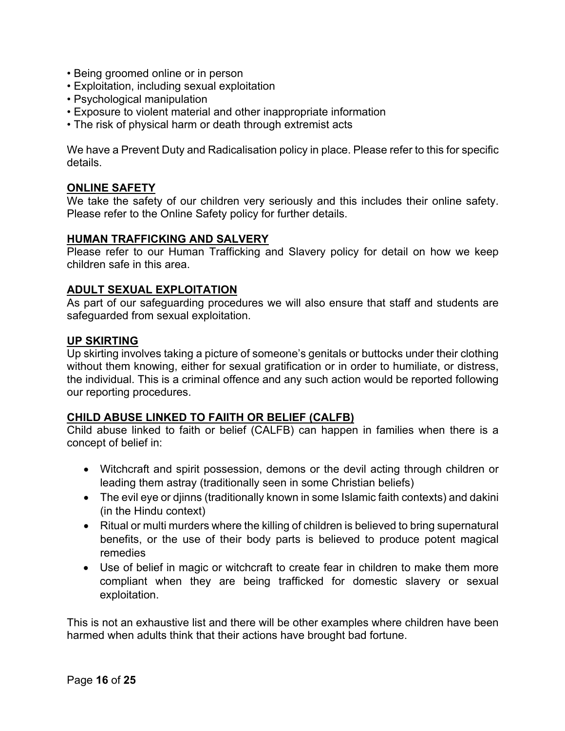- Being groomed online or in person
- Exploitation, including sexual exploitation
- Psychological manipulation
- Exposure to violent material and other inappropriate information
- The risk of physical harm or death through extremist acts

We have a Prevent Duty and Radicalisation policy in place. Please refer to this for specific details.

## ONLINE SAFETY

We take the safety of our children very seriously and this includes their online safety. Please refer to the Online Safety policy for further details.

## HUMAN TRAFFICKING AND SALVERY

Please refer to our Human Trafficking and Slavery policy for detail on how we keep children safe in this area.

## ADULT SEXUAL EXPLOITATION

As part of our safeguarding procedures we will also ensure that staff and students are safeguarded from sexual exploitation.

## UP SKIRTING

Up skirting involves taking a picture of someone's genitals or buttocks under their clothing without them knowing, either for sexual gratification or in order to humiliate, or distress, the individual. This is a criminal offence and any such action would be reported following our reporting procedures.

## CHILD ABUSE LINKED TO FAIITH OR BELIEF (CALFB)

Child abuse linked to faith or belief (CALFB) can happen in families when there is a concept of belief in:

- Witchcraft and spirit possession, demons or the devil acting through children or leading them astray (traditionally seen in some Christian beliefs)
- The evil eye or djinns (traditionally known in some Islamic faith contexts) and dakini (in the Hindu context)
- Ritual or multi murders where the killing of children is believed to bring supernatural benefits, or the use of their body parts is believed to produce potent magical remedies
- Use of belief in magic or witchcraft to create fear in children to make them more compliant when they are being trafficked for domestic slavery or sexual exploitation.

This is not an exhaustive list and there will be other examples where children have been harmed when adults think that their actions have brought bad fortune.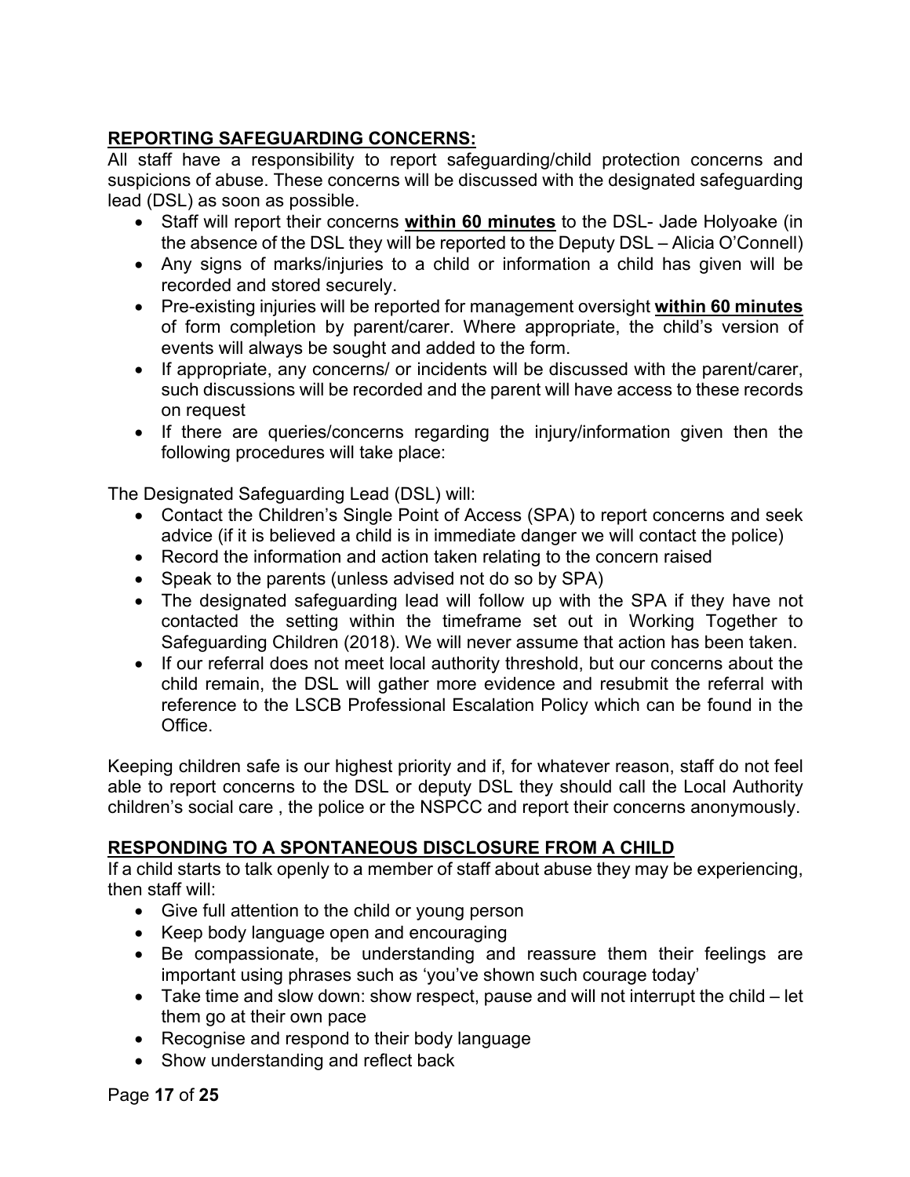## **REPORTING SAFEGUARDING CONCERNS:**

All staff have a responsibility to report safeguarding/child protection concerns and suspicions of abuse. These concerns will be discussed with the designated safeguarding lead (DSL) as soon as possible.

- Staff will report their concerns **within 60 minutes** to the DSL- Jade Holyoake (in the absence of the DSL they will be reported to the Deputy DSL – Alicia O'Connell)
- Any signs of marks/injuries to a child or information a child has given will be recorded and stored securely.
- Pre-existing injuries will be reported for management oversight **within 60 minutes** of form completion by parent/carer. Where appropriate, the child's version of events will always be sought and added to the form.
- If appropriate, any concerns/ or incidents will be discussed with the parent/carer, such discussions will be recorded and the parent will have access to these records on request
- If there are queries/concerns regarding the injury/information given then the following procedures will take place:

The Designated Safeguarding Lead (DSL) will:

- Contact the Children's Single Point of Access (SPA) to report concerns and seek advice (if it is believed a child is in immediate danger we will contact the police)
- Record the information and action taken relating to the concern raised
- Speak to the parents (unless advised not do so by SPA)
- The designated safeguarding lead will follow up with the SPA if they have not contacted the setting within the timeframe set out in Working Together to Safeguarding Children (2018). We will never assume that action has been taken.
- If our referral does not meet local authority threshold, but our concerns about the child remain, the DSL will gather more evidence and resubmit the referral with reference to the LSCB Professional Escalation Policy which can be found in the Office.

Keeping children safe is our highest priority and if, for whatever reason, staff do not feel able to report concerns to the DSL or deputy DSL they should call the Local Authority children's social care , the police or the NSPCC and report their concerns anonymously.

## **RESPONDING TO A SPONTANEOUS DISCLOSURE FROM A CHILD**

If a child starts to talk openly to a member of staff about abuse they may be experiencing, then staff will:

- Give full attention to the child or young person
- Keep body language open and encouraging
- Be compassionate, be understanding and reassure them their feelings are important using phrases such as 'you've shown such courage today'
- Take time and slow down: show respect, pause and will not interrupt the child – let them go at their own pace
- Recognise and respond to their body language
- Show understanding and reflect back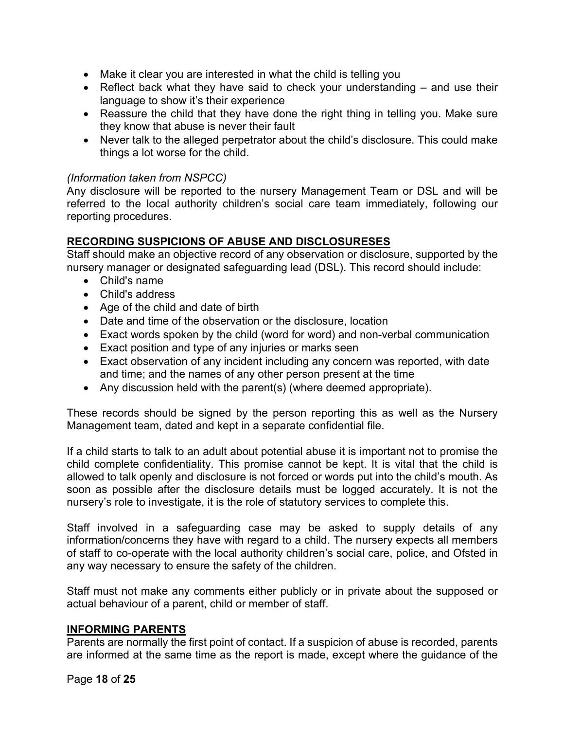- Make it clear you are interested in what the child is telling you
- Reflect back what they have said to check your understanding – and use their language to show it's their experience
- Reassure the child that they have done the right thing in telling you. Make sure they know that abuse is never their fault
- Never talk to the alleged perpetrator about the child's disclosure. This could make things a lot worse for the child.

*(Information taken from NSPCC)*
Any disclosure will be reported to the nursery Management Team or DSL and will be referred to the local authority children's social care team immediately, following our reporting procedures.

## RECORDING SUSPICIONS OF ABUSE AND DISCLOSURESES

Staff should make an objective record of any observation or disclosure, supported by the nursery manager or designated safeguarding lead (DSL). This record should include:

- Child's name
- Child's address
- Age of the child and date of birth
- Date and time of the observation or the disclosure, location
- Exact words spoken by the child (word for word) and non-verbal communication
- Exact position and type of any injuries or marks seen
- Exact observation of any incident including any concern was reported, with date and time; and the names of any other person present at the time
- Any discussion held with the parent(s) (where deemed appropriate).

These records should be signed by the person reporting this as well as the Nursery Management team, dated and kept in a separate confidential file.

If a child starts to talk to an adult about potential abuse it is important not to promise the child complete confidentiality. This promise cannot be kept. It is vital that the child is allowed to talk openly and disclosure is not forced or words put into the child's mouth. As soon as possible after the disclosure details must be logged accurately. It is not the nursery's role to investigate, it is the role of statutory services to complete this.

Staff involved in a safeguarding case may be asked to supply details of any information/concerns they have with regard to a child. The nursery expects all members of staff to co-operate with the local authority children's social care, police, and Ofsted in any way necessary to ensure the safety of the children.

Staff must not make any comments either publicly or in private about the supposed or actual behaviour of a parent, child or member of staff.

## INFORMING PARENTS

Parents are normally the first point of contact. If a suspicion of abuse is recorded, parents are informed at the same time as the report is made, except where the guidance of the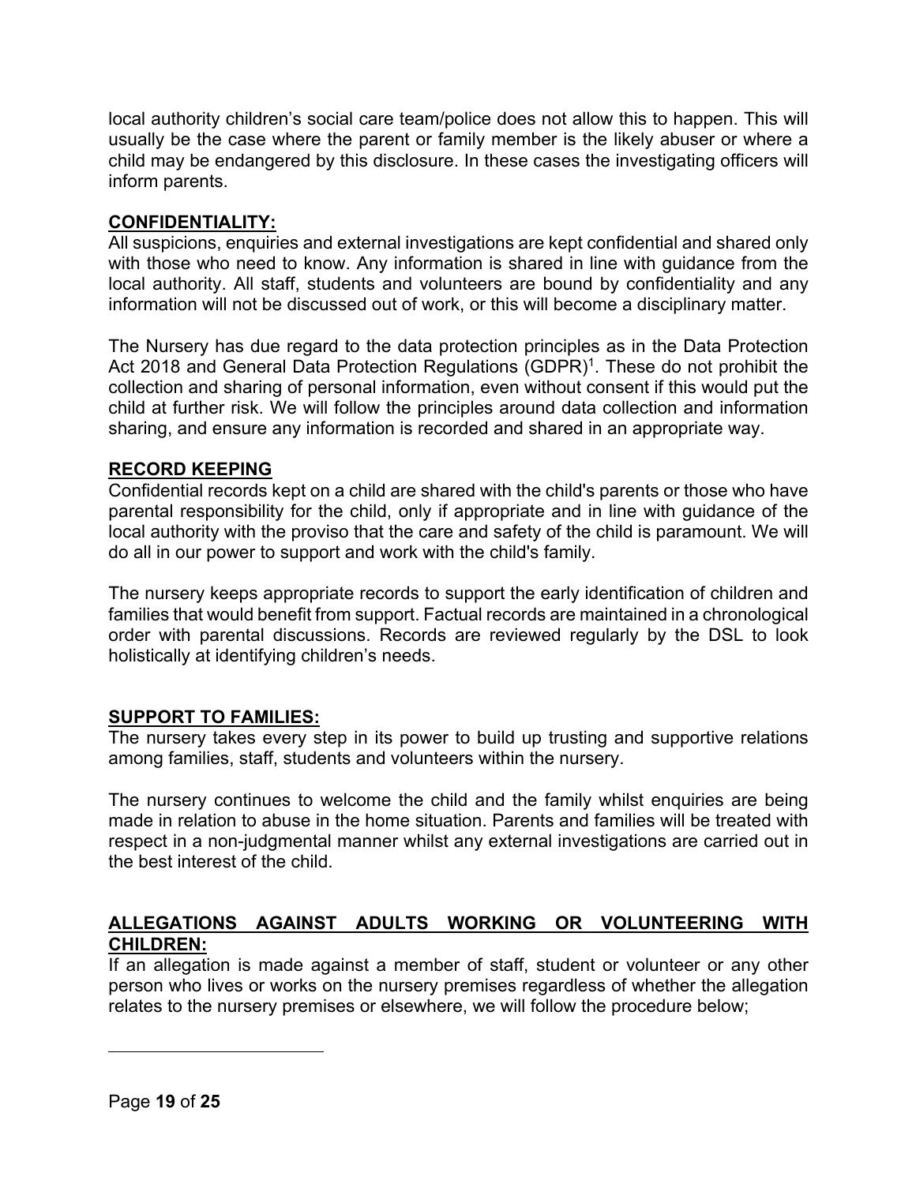local authority children's social care team/police does not allow this to happen. This will usually be the case where the parent or family member is the likely abuser or where a child may be endangered by this disclosure. In these cases the investigating officers will inform parents.

## CONFIDENTIALITY:

All suspicions, enquiries and external investigations are kept confidential and shared only with those who need to know. Any information is shared in line with guidance from the local authority. All staff, students and volunteers are bound by confidentiality and any information will not be discussed out of work, or this will become a disciplinary matter.

The Nursery has due regard to the data protection principles as in the Data Protection Act 2018 and General Data Protection Regulations (GDPR)[1]. These do not prohibit the collection and sharing of personal information, even without consent if this would put the child at further risk. We will follow the principles around data collection and information sharing, and ensure any information is recorded and shared in an appropriate way.

## RECORD KEEPING

Confidential records kept on a child are shared with the child's parents or those who have parental responsibility for the child, only if appropriate and in line with guidance of the local authority with the proviso that the care and safety of the child is paramount. We will do all in our power to support and work with the child's family.

The nursery keeps appropriate records to support the early identification of children and families that would benefit from support. Factual records are maintained in a chronological order with parental discussions. Records are reviewed regularly by the DSL to look holistically at identifying children's needs.

## SUPPORT TO FAMILIES:

The nursery takes every step in its power to build up trusting and supportive relations among families, staff, students and volunteers within the nursery.

The nursery continues to welcome the child and the family whilst enquiries are being made in relation to abuse in the home situation. Parents and families will be treated with respect in a non-judgmental manner whilst any external investigations are carried out in the best interest of the child.

## ALLEGATIONS AGAINST ADULTS WORKING OR VOLUNTEERING WITH CHILDREN:

If an allegation is made against a member of staff, student or volunteer or any other person who lives or works on the nursery premises regardless of whether the allegation relates to the nursery premises or elsewhere, we will follow the procedure below;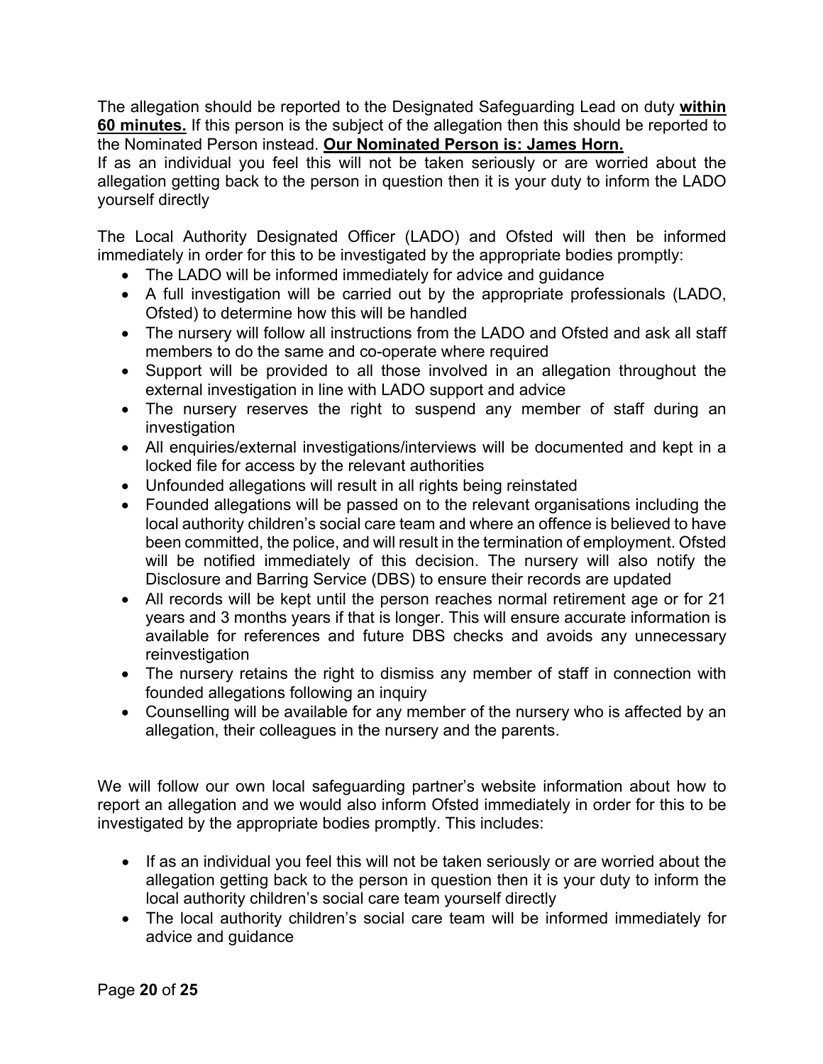The allegation should be reported to the Designated Safeguarding Lead on duty **within 60 minutes.** If this person is the subject of the allegation then this should be reported to the Nominated Person instead. **Our Nominated Person is: James Horn.**
If as an individual you feel this will not be taken seriously or are worried about the allegation getting back to the person in question then it is your duty to inform the LADO yourself directly

The Local Authority Designated Officer (LADO) and Ofsted will then be informed immediately in order for this to be investigated by the appropriate bodies promptly:

- The LADO will be informed immediately for advice and guidance
- A full investigation will be carried out by the appropriate professionals (LADO, Ofsted) to determine how this will be handled
- The nursery will follow all instructions from the LADO and Ofsted and ask all staff members to do the same and co-operate where required
- Support will be provided to all those involved in an allegation throughout the external investigation in line with LADO support and advice
- The nursery reserves the right to suspend any member of staff during an investigation
- All enquiries/external investigations/interviews will be documented and kept in a locked file for access by the relevant authorities
- Unfounded allegations will result in all rights being reinstated
- Founded allegations will be passed on to the relevant organisations including the local authority children's social care team and where an offence is believed to have been committed, the police, and will result in the termination of employment. Ofsted will be notified immediately of this decision. The nursery will also notify the Disclosure and Barring Service (DBS) to ensure their records are updated
- All records will be kept until the person reaches normal retirement age or for 21 years and 3 months years if that is longer. This will ensure accurate information is available for references and future DBS checks and avoids any unnecessary reinvestigation
- The nursery retains the right to dismiss any member of staff in connection with founded allegations following an inquiry
- Counselling will be available for any member of the nursery who is affected by an allegation, their colleagues in the nursery and the parents.

We will follow our own local safeguarding partner's website information about how to report an allegation and we would also inform Ofsted immediately in order for this to be investigated by the appropriate bodies promptly. This includes:

- If as an individual you feel this will not be taken seriously or are worried about the allegation getting back to the person in question then it is your duty to inform the local authority children's social care team yourself directly
- The local authority children's social care team will be informed immediately for advice and guidance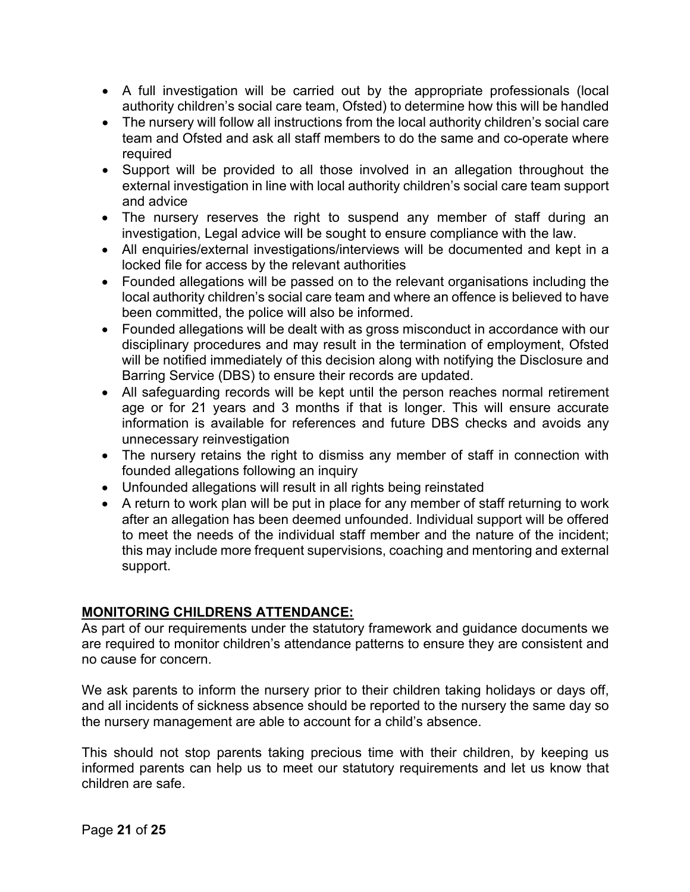- A full investigation will be carried out by the appropriate professionals (local authority children's social care team, Ofsted) to determine how this will be handled
- The nursery will follow all instructions from the local authority children's social care team and Ofsted and ask all staff members to do the same and co-operate where required
- Support will be provided to all those involved in an allegation throughout the external investigation in line with local authority children's social care team support and advice
- The nursery reserves the right to suspend any member of staff during an investigation, Legal advice will be sought to ensure compliance with the law.
- All enquiries/external investigations/interviews will be documented and kept in a locked file for access by the relevant authorities
- Founded allegations will be passed on to the relevant organisations including the local authority children's social care team and where an offence is believed to have been committed, the police will also be informed.
- Founded allegations will be dealt with as gross misconduct in accordance with our disciplinary procedures and may result in the termination of employment, Ofsted will be notified immediately of this decision along with notifying the Disclosure and Barring Service (DBS) to ensure their records are updated.
- All safeguarding records will be kept until the person reaches normal retirement age or for 21 years and 3 months if that is longer. This will ensure accurate information is available for references and future DBS checks and avoids any unnecessary reinvestigation
- The nursery retains the right to dismiss any member of staff in connection with founded allegations following an inquiry
- Unfounded allegations will result in all rights being reinstated
- A return to work plan will be put in place for any member of staff returning to work after an allegation has been deemed unfounded. Individual support will be offered to meet the needs of the individual staff member and the nature of the incident; this may include more frequent supervisions, coaching and mentoring and external support.

## MONITORING CHILDRENS ATTENDANCE:

As part of our requirements under the statutory framework and guidance documents we are required to monitor children's attendance patterns to ensure they are consistent and no cause for concern.

We ask parents to inform the nursery prior to their children taking holidays or days off, and all incidents of sickness absence should be reported to the nursery the same day so the nursery management are able to account for a child's absence.

This should not stop parents taking precious time with their children, by keeping us informed parents can help us to meet our statutory requirements and let us know that children are safe.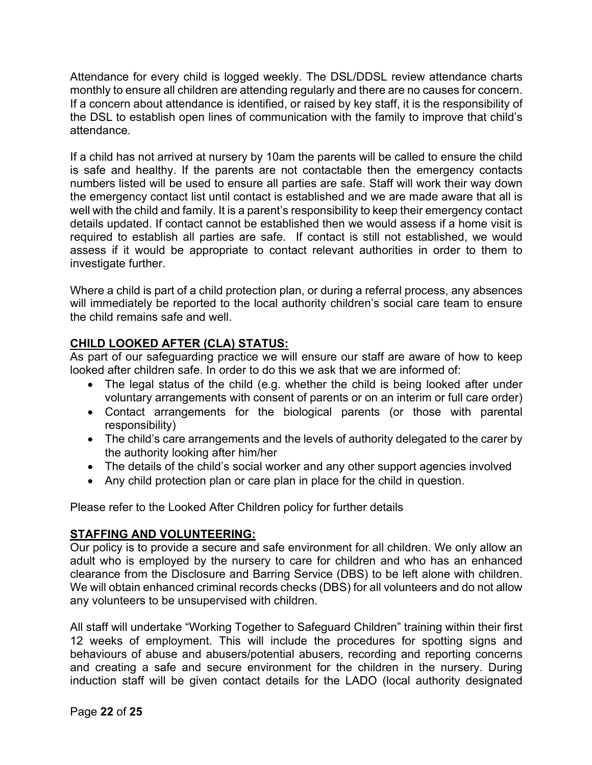Attendance for every child is logged weekly. The DSL/DDSL review attendance charts monthly to ensure all children are attending regularly and there are no causes for concern. If a concern about attendance is identified, or raised by key staff, it is the responsibility of the DSL to establish open lines of communication with the family to improve that child's attendance.

If a child has not arrived at nursery by 10am the parents will be called to ensure the child is safe and healthy. If the parents are not contactable then the emergency contacts numbers listed will be used to ensure all parties are safe. Staff will work their way down the emergency contact list until contact is established and we are made aware that all is well with the child and family. It is a parent's responsibility to keep their emergency contact details updated. If contact cannot be established then we would assess if a home visit is required to establish all parties are safe. If contact is still not established, we would assess if it would be appropriate to contact relevant authorities in order to them to investigate further.

Where a child is part of a child protection plan, or during a referral process, any absences will immediately be reported to the local authority children's social care team to ensure the child remains safe and well.

## CHILD LOOKED AFTER (CLA) STATUS:

As part of our safeguarding practice we will ensure our staff are aware of how to keep looked after children safe. In order to do this we ask that we are informed of:

- The legal status of the child (e.g. whether the child is being looked after under voluntary arrangements with consent of parents or on an interim or full care order)
- Contact arrangements for the biological parents (or those with parental responsibility)
- The child's care arrangements and the levels of authority delegated to the carer by the authority looking after him/her
- The details of the child's social worker and any other support agencies involved
- Any child protection plan or care plan in place for the child in question.

Please refer to the Looked After Children policy for further details

## STAFFING AND VOLUNTEERING:

Our policy is to provide a secure and safe environment for all children. We only allow an adult who is employed by the nursery to care for children and who has an enhanced clearance from the Disclosure and Barring Service (DBS) to be left alone with children. We will obtain enhanced criminal records checks (DBS) for all volunteers and do not allow any volunteers to be unsupervised with children.

All staff will undertake "Working Together to Safeguard Children" training within their first 12 weeks of employment. This will include the procedures for spotting signs and behaviours of abuse and abusers/potential abusers, recording and reporting concerns and creating a safe and secure environment for the children in the nursery. During induction staff will be given contact details for the LADO (local authority designated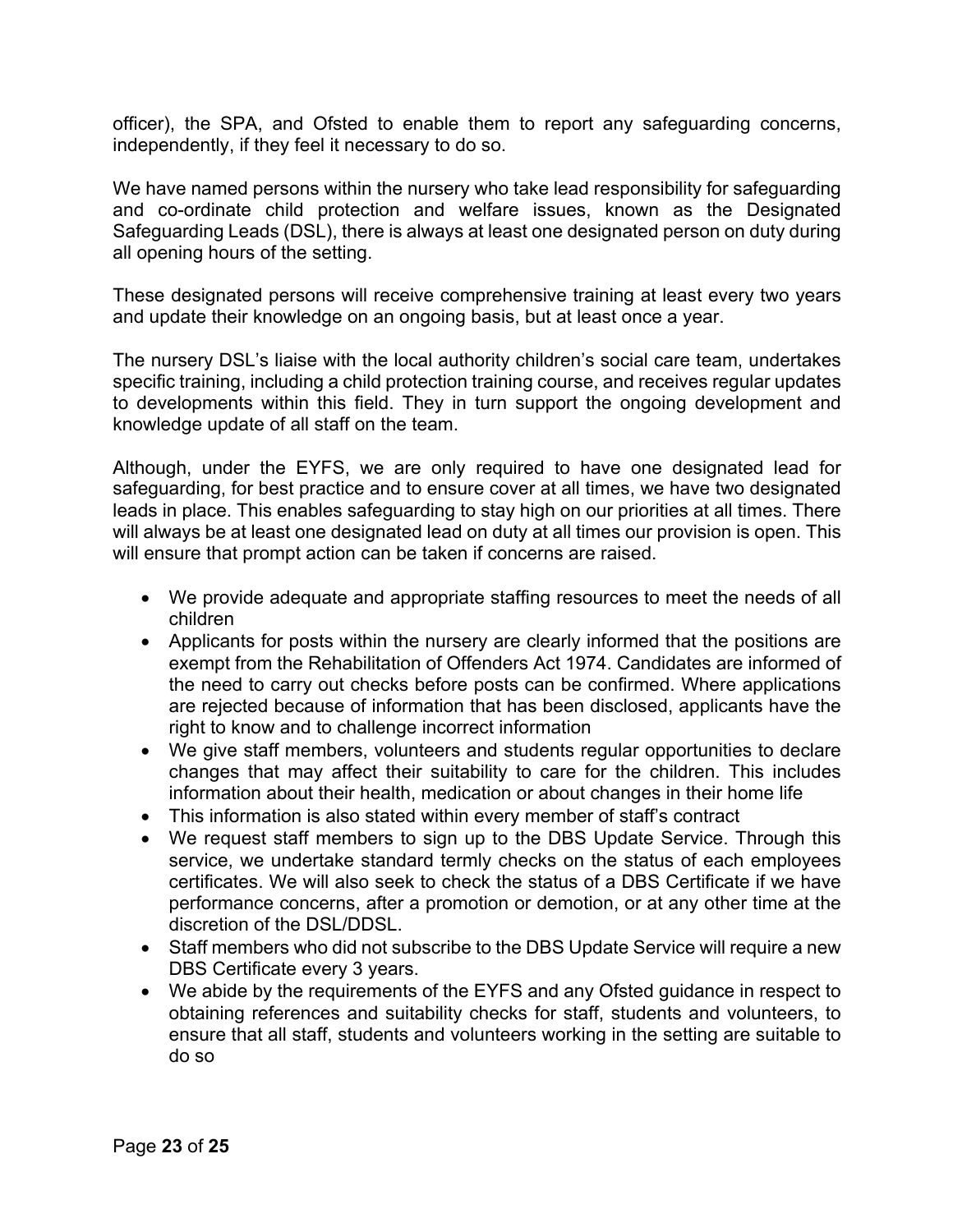officer), the SPA, and Ofsted to enable them to report any safeguarding concerns, independently, if they feel it necessary to do so.

We have named persons within the nursery who take lead responsibility for safeguarding and co-ordinate child protection and welfare issues, known as the Designated Safeguarding Leads (DSL), there is always at least one designated person on duty during all opening hours of the setting.

These designated persons will receive comprehensive training at least every two years and update their knowledge on an ongoing basis, but at least once a year.

The nursery DSL's liaise with the local authority children's social care team, undertakes specific training, including a child protection training course, and receives regular updates to developments within this field. They in turn support the ongoing development and knowledge update of all staff on the team.

Although, under the EYFS, we are only required to have one designated lead for safeguarding, for best practice and to ensure cover at all times, we have two designated leads in place. This enables safeguarding to stay high on our priorities at all times. There will always be at least one designated lead on duty at all times our provision is open. This will ensure that prompt action can be taken if concerns are raised.

- We provide adequate and appropriate staffing resources to meet the needs of all children
- Applicants for posts within the nursery are clearly informed that the positions are exempt from the Rehabilitation of Offenders Act 1974. Candidates are informed of the need to carry out checks before posts can be confirmed. Where applications are rejected because of information that has been disclosed, applicants have the right to know and to challenge incorrect information
- We give staff members, volunteers and students regular opportunities to declare changes that may affect their suitability to care for the children. This includes information about their health, medication or about changes in their home life
- This information is also stated within every member of staff's contract
- We request staff members to sign up to the DBS Update Service. Through this service, we undertake standard termly checks on the status of each employees certificates. We will also seek to check the status of a DBS Certificate if we have performance concerns, after a promotion or demotion, or at any other time at the discretion of the DSL/DDSL.
- Staff members who did not subscribe to the DBS Update Service will require a new DBS Certificate every 3 years.
- We abide by the requirements of the EYFS and any Ofsted guidance in respect to obtaining references and suitability checks for staff, students and volunteers, to ensure that all staff, students and volunteers working in the setting are suitable to do so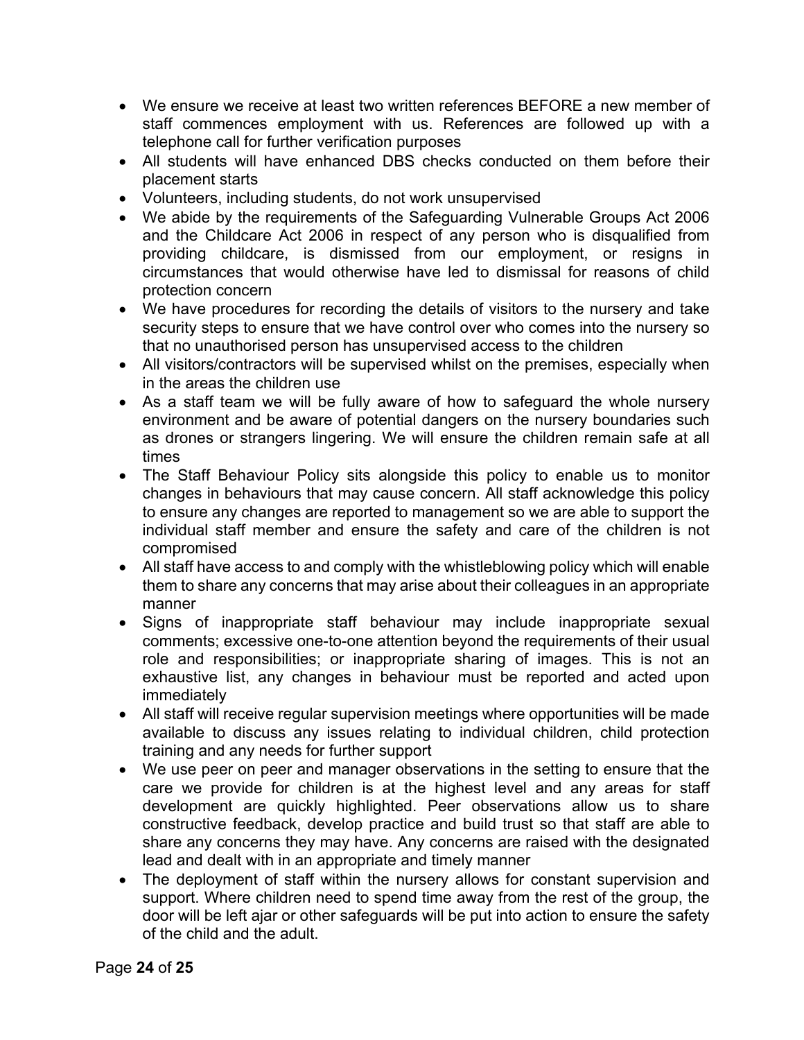- We ensure we receive at least two written references BEFORE a new member of staff commences employment with us. References are followed up with a telephone call for further verification purposes
- All students will have enhanced DBS checks conducted on them before their placement starts
- Volunteers, including students, do not work unsupervised
- We abide by the requirements of the Safeguarding Vulnerable Groups Act 2006 and the Childcare Act 2006 in respect of any person who is disqualified from providing childcare, is dismissed from our employment, or resigns in circumstances that would otherwise have led to dismissal for reasons of child protection concern
- We have procedures for recording the details of visitors to the nursery and take security steps to ensure that we have control over who comes into the nursery so that no unauthorised person has unsupervised access to the children
- All visitors/contractors will be supervised whilst on the premises, especially when in the areas the children use
- As a staff team we will be fully aware of how to safeguard the whole nursery environment and be aware of potential dangers on the nursery boundaries such as drones or strangers lingering. We will ensure the children remain safe at all times
- The Staff Behaviour Policy sits alongside this policy to enable us to monitor changes in behaviours that may cause concern. All staff acknowledge this policy to ensure any changes are reported to management so we are able to support the individual staff member and ensure the safety and care of the children is not compromised
- All staff have access to and comply with the whistleblowing policy which will enable them to share any concerns that may arise about their colleagues in an appropriate manner
- Signs of inappropriate staff behaviour may include inappropriate sexual comments; excessive one-to-one attention beyond the requirements of their usual role and responsibilities; or inappropriate sharing of images. This is not an exhaustive list, any changes in behaviour must be reported and acted upon immediately
- All staff will receive regular supervision meetings where opportunities will be made available to discuss any issues relating to individual children, child protection training and any needs for further support
- We use peer on peer and manager observations in the setting to ensure that the care we provide for children is at the highest level and any areas for staff development are quickly highlighted. Peer observations allow us to share constructive feedback, develop practice and build trust so that staff are able to share any concerns they may have. Any concerns are raised with the designated lead and dealt with in an appropriate and timely manner
- The deployment of staff within the nursery allows for constant supervision and support. Where children need to spend time away from the rest of the group, the door will be left ajar or other safeguards will be put into action to ensure the safety of the child and the adult.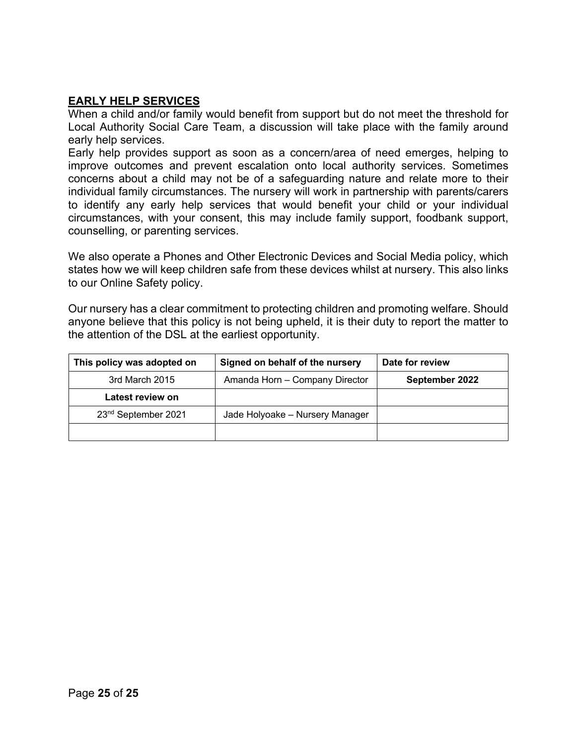## EARLY HELP SERVICES

When a child and/or family would benefit from support but do not meet the threshold for Local Authority Social Care Team, a discussion will take place with the family around early help services.

Early help provides support as soon as a concern/area of need emerges, helping to improve outcomes and prevent escalation onto local authority services. Sometimes concerns about a child may not be of a safeguarding nature and relate more to their individual family circumstances. The nursery will work in partnership with parents/carers to identify any early help services that would benefit your child or your individual circumstances, with your consent, this may include family support, foodbank support, counselling, or parenting services.

We also operate a Phones and Other Electronic Devices and Social Media policy, which states how we will keep children safe from these devices whilst at nursery. This also links to our Online Safety policy.

Our nursery has a clear commitment to protecting children and promoting welfare. Should anyone believe that this policy is not being upheld, it is their duty to report the matter to the attention of the DSL at the earliest opportunity.

| This policy was adopted on | Signed on behalf of the nursery | Date for review |
|---|---|---|
| 3rd March 2015 | Amanda Horn – Company Director | **September 2022** |
| **Latest review on** | | |
| 23rd September 2021 | Jade Holyoake – Nursery Manager | |
| | | |